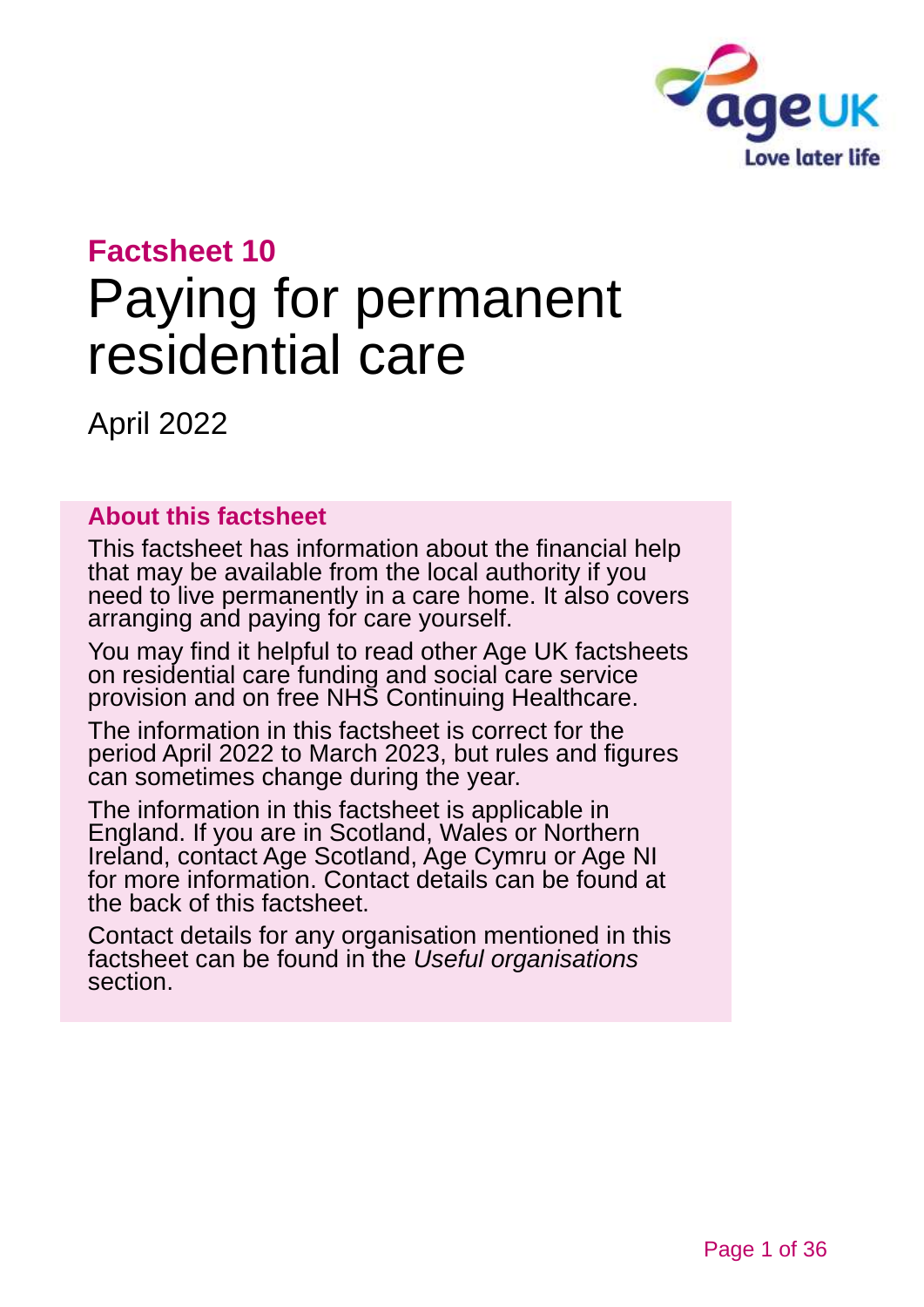## Factsheet 10

# Paying for permanent residential care

April 2022

### About this factsheet

This factsheet has information about the financial help that may be available from the local authority if you need to live permanently in a care home. It also covers arranging and paying for care yourself.

You may find it helpful to read other Age UK factsheets on residential care funding and social care service provision and on free NHS Continuing Healthcare.

The information in this factsheet is correct for the period April 2022 to March 2023, but rules and figures can sometimes change during the year.

The information in this factsheet is applicable in England. If you are in Scotland, Wales or Northern Ireland, contact Age Scotland, Age Cymru or Age NI for more information. Contact details can be found at the back of this factsheet.

Contact details for any organisation mentioned in this factsheet can be found in the *Useful organisations* section.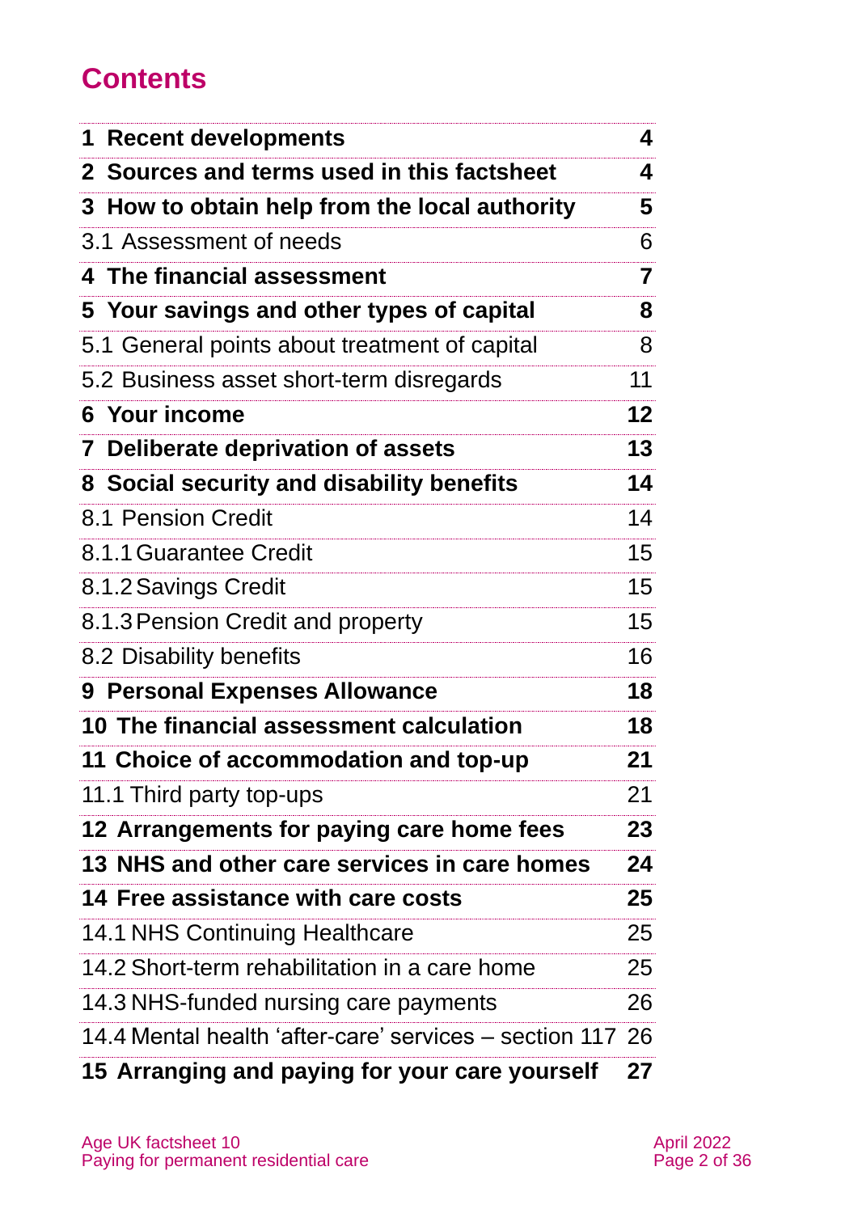# Contents

| | |
|---|---|
| **1 Recent developments** | **4** |
| **2 Sources and terms used in this factsheet** | **4** |
| **3 How to obtain help from the local authority** | **5** |
| 3.1 Assessment of needs | 6 |
| **4 The financial assessment** | **7** |
| **5 Your savings and other types of capital** | **8** |
| 5.1 General points about treatment of capital | 8 |
| 5.2 Business asset short-term disregards | 11 |
| **6 Your income** | **12** |
| **7 Deliberate deprivation of assets** | **13** |
| **8 Social security and disability benefits** | **14** |
| 8.1 Pension Credit | 14 |
| 8.1.1 Guarantee Credit | 15 |
| 8.1.2 Savings Credit | 15 |
| 8.1.3 Pension Credit and property | 15 |
| 8.2 Disability benefits | 16 |
| **9 Personal Expenses Allowance** | **18** |
| **10 The financial assessment calculation** | **18** |
| **11 Choice of accommodation and top-up** | **21** |
| 11.1 Third party top-ups | 21 |
| **12 Arrangements for paying care home fees** | **23** |
| **13 NHS and other care services in care homes** | **24** |
| **14 Free assistance with care costs** | **25** |
| 14.1 NHS Continuing Healthcare | 25 |
| 14.2 Short-term rehabilitation in a care home | 25 |
| 14.3 NHS-funded nursing care payments | 26 |
| 14.4 Mental health 'after-care' services – section 117 | 26 |
| **15 Arranging and paying for your care yourself** | **27** |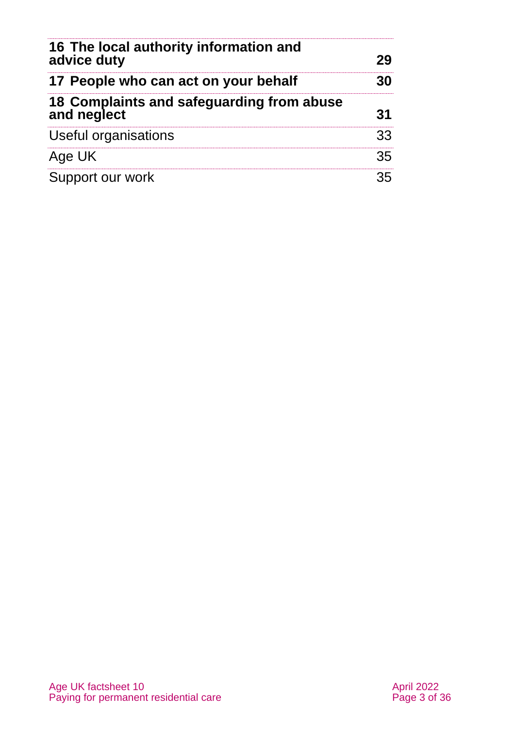| | |
|---|---|
| **16 The local authority information and advice duty** | **29** |
| **17 People who can act on your behalf** | **30** |
| **18 Complaints and safeguarding from abuse and neglect** | **31** |
| Useful organisations | 33 |
| Age UK | 35 |
| Support our work | 35 |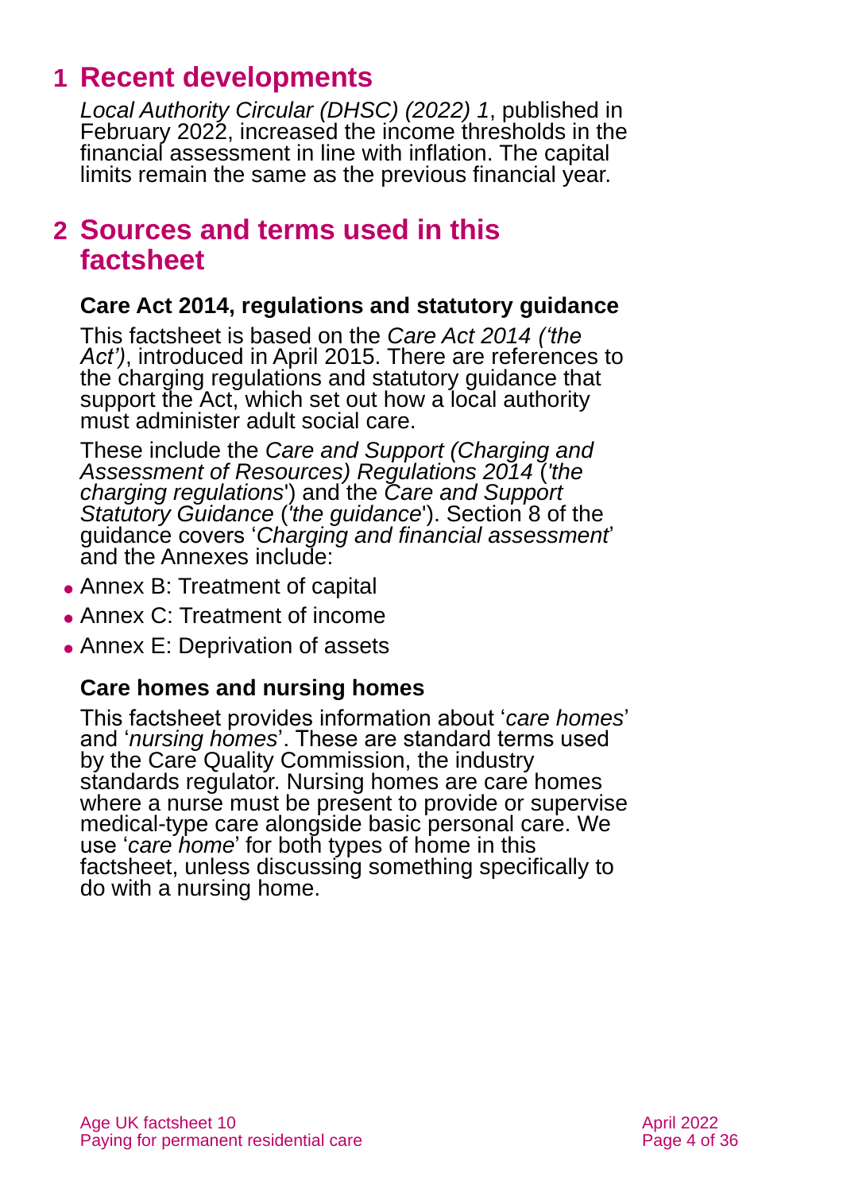# 1 Recent developments

*Local Authority Circular (DHSC) (2022) 1*, published in February 2022, increased the income thresholds in the financial assessment in line with inflation. The capital limits remain the same as the previous financial year.

# 2 Sources and terms used in this factsheet

### Care Act 2014, regulations and statutory guidance

This factsheet is based on the *Care Act 2014 ('the Act')*, introduced in April 2015. There are references to the charging regulations and statutory guidance that support the Act, which set out how a local authority must administer adult social care.

These include the *Care and Support (Charging and Assessment of Resources) Regulations 2014* ('*the charging regulations*') and the *Care and Support Statutory Guidance* ('*the guidance*'). Section 8 of the guidance covers '*Charging and financial assessment*' and the Annexes include:

- Annex B: Treatment of capital
- Annex C: Treatment of income
- Annex E: Deprivation of assets

### Care homes and nursing homes

This factsheet provides information about '*care homes*' and '*nursing homes*'. These are standard terms used by the Care Quality Commission, the industry standards regulator. Nursing homes are care homes where a nurse must be present to provide or supervise medical-type care alongside basic personal care. We use '*care home*' for both types of home in this factsheet, unless discussing something specifically to do with a nursing home.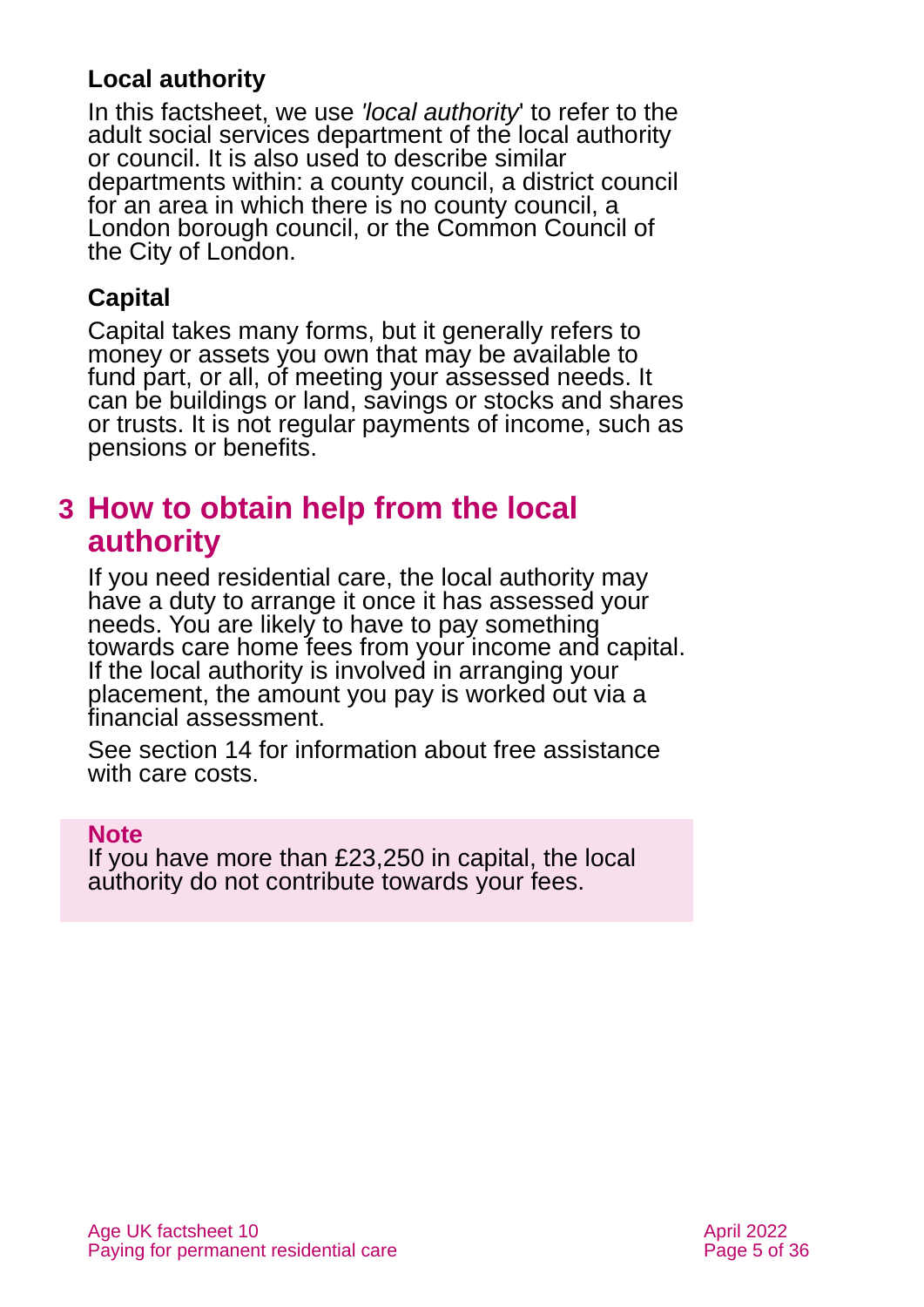### Local authority

In this factsheet, we use *'local authority'* to refer to the adult social services department of the local authority or council. It is also used to describe similar departments within: a county council, a district council for an area in which there is no county council, a London borough council, or the Common Council of the City of London.

### Capital

Capital takes many forms, but it generally refers to money or assets you own that may be available to fund part, or all, of meeting your assessed needs. It can be buildings or land, savings or stocks and shares or trusts. It is not regular payments of income, such as pensions or benefits.

## 3 How to obtain help from the local authority

If you need residential care, the local authority may have a duty to arrange it once it has assessed your needs. You are likely to have to pay something towards care home fees from your income and capital. If the local authority is involved in arranging your placement, the amount you pay is worked out via a financial assessment.

See section 14 for information about free assistance with care costs.

> **Note**
> If you have more than £23,250 in capital, the local authority do not contribute towards your fees.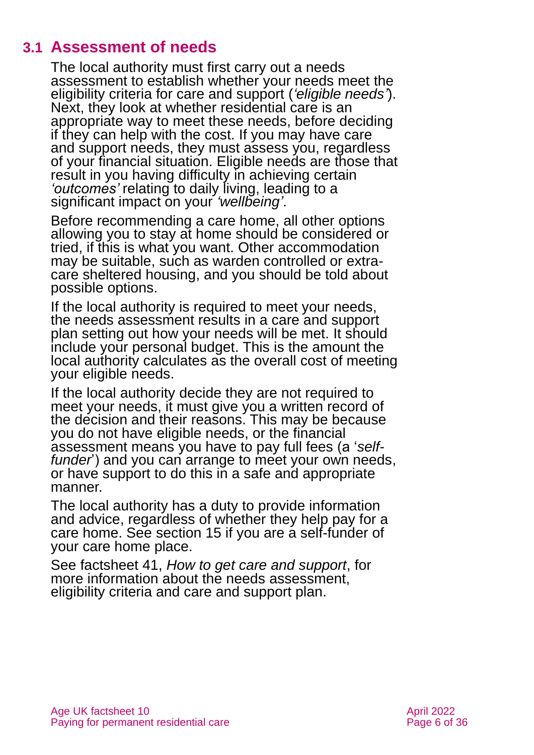## 3.1 Assessment of needs

The local authority must first carry out a needs assessment to establish whether your needs meet the eligibility criteria for care and support (*'eligible needs'*). Next, they look at whether residential care is an appropriate way to meet these needs, before deciding if they can help with the cost. If you may have care and support needs, they must assess you, regardless of your financial situation. Eligible needs are those that result in you having difficulty in achieving certain *'outcomes'* relating to daily living, leading to a significant impact on your *'wellbeing'*.

Before recommending a care home, all other options allowing you to stay at home should be considered or tried, if this is what you want. Other accommodation may be suitable, such as warden controlled or extra-care sheltered housing, and you should be told about possible options.

If the local authority is required to meet your needs, the needs assessment results in a care and support plan setting out how your needs will be met. It should include your personal budget. This is the amount the local authority calculates as the overall cost of meeting your eligible needs.

If the local authority decide they are not required to meet your needs, it must give you a written record of the decision and their reasons. This may be because you do not have eligible needs, or the financial assessment means you have to pay full fees (a '*self-funder*') and you can arrange to meet your own needs, or have support to do this in a safe and appropriate manner.

The local authority has a duty to provide information and advice, regardless of whether they help pay for a care home. See section 15 if you are a self-funder of your care home place.

See factsheet 41, *How to get care and support*, for more information about the needs assessment, eligibility criteria and care and support plan.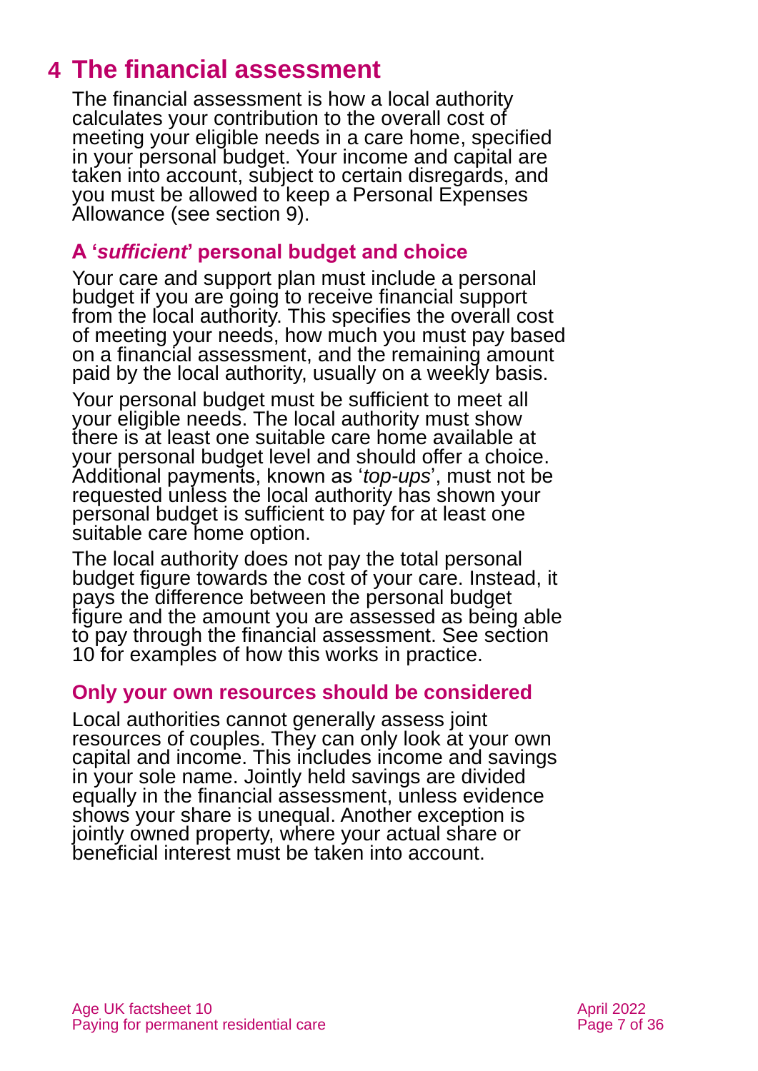# 4 The financial assessment

The financial assessment is how a local authority calculates your contribution to the overall cost of meeting your eligible needs in a care home, specified in your personal budget. Your income and capital are taken into account, subject to certain disregards, and you must be allowed to keep a Personal Expenses Allowance (see section 9).

## A '*sufficient*' personal budget and choice

Your care and support plan must include a personal budget if you are going to receive financial support from the local authority. This specifies the overall cost of meeting your needs, how much you must pay based on a financial assessment, and the remaining amount paid by the local authority, usually on a weekly basis.

Your personal budget must be sufficient to meet all your eligible needs. The local authority must show there is at least one suitable care home available at your personal budget level and should offer a choice. Additional payments, known as '*top-ups*', must not be requested unless the local authority has shown your personal budget is sufficient to pay for at least one suitable care home option.

The local authority does not pay the total personal budget figure towards the cost of your care. Instead, it pays the difference between the personal budget figure and the amount you are assessed as being able to pay through the financial assessment. See section 10 for examples of how this works in practice.

## Only your own resources should be considered

Local authorities cannot generally assess joint resources of couples. They can only look at your own capital and income. This includes income and savings in your sole name. Jointly held savings are divided equally in the financial assessment, unless evidence shows your share is unequal. Another exception is jointly owned property, where your actual share or beneficial interest must be taken into account.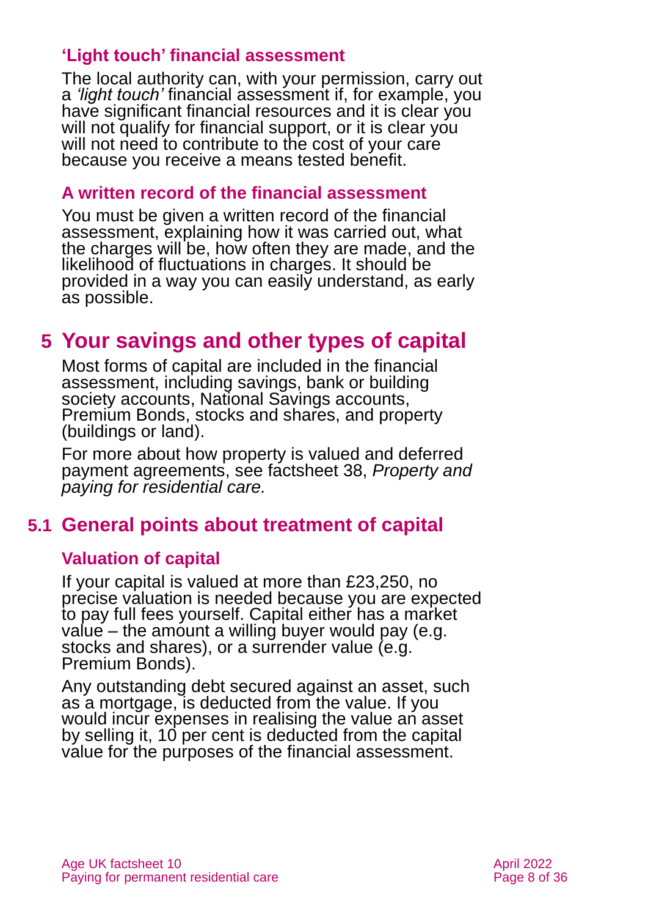### 'Light touch' financial assessment

The local authority can, with your permission, carry out a *'light touch'* financial assessment if, for example, you have significant financial resources and it is clear you will not qualify for financial support, or it is clear you will not need to contribute to the cost of your care because you receive a means tested benefit.

### A written record of the financial assessment

You must be given a written record of the financial assessment, explaining how it was carried out, what the charges will be, how often they are made, and the likelihood of fluctuations in charges. It should be provided in a way you can easily understand, as early as possible.

# 5 Your savings and other types of capital

Most forms of capital are included in the financial assessment, including savings, bank or building society accounts, National Savings accounts, Premium Bonds, stocks and shares, and property (buildings or land).

For more about how property is valued and deferred payment agreements, see factsheet 38, *Property and paying for residential care.*

## 5.1 General points about treatment of capital

### Valuation of capital

If your capital is valued at more than £23,250, no precise valuation is needed because you are expected to pay full fees yourself. Capital either has a market value – the amount a willing buyer would pay (e.g. stocks and shares), or a surrender value (e.g. Premium Bonds).

Any outstanding debt secured against an asset, such as a mortgage, is deducted from the value. If you would incur expenses in realising the value an asset by selling it, 10 per cent is deducted from the capital value for the purposes of the financial assessment.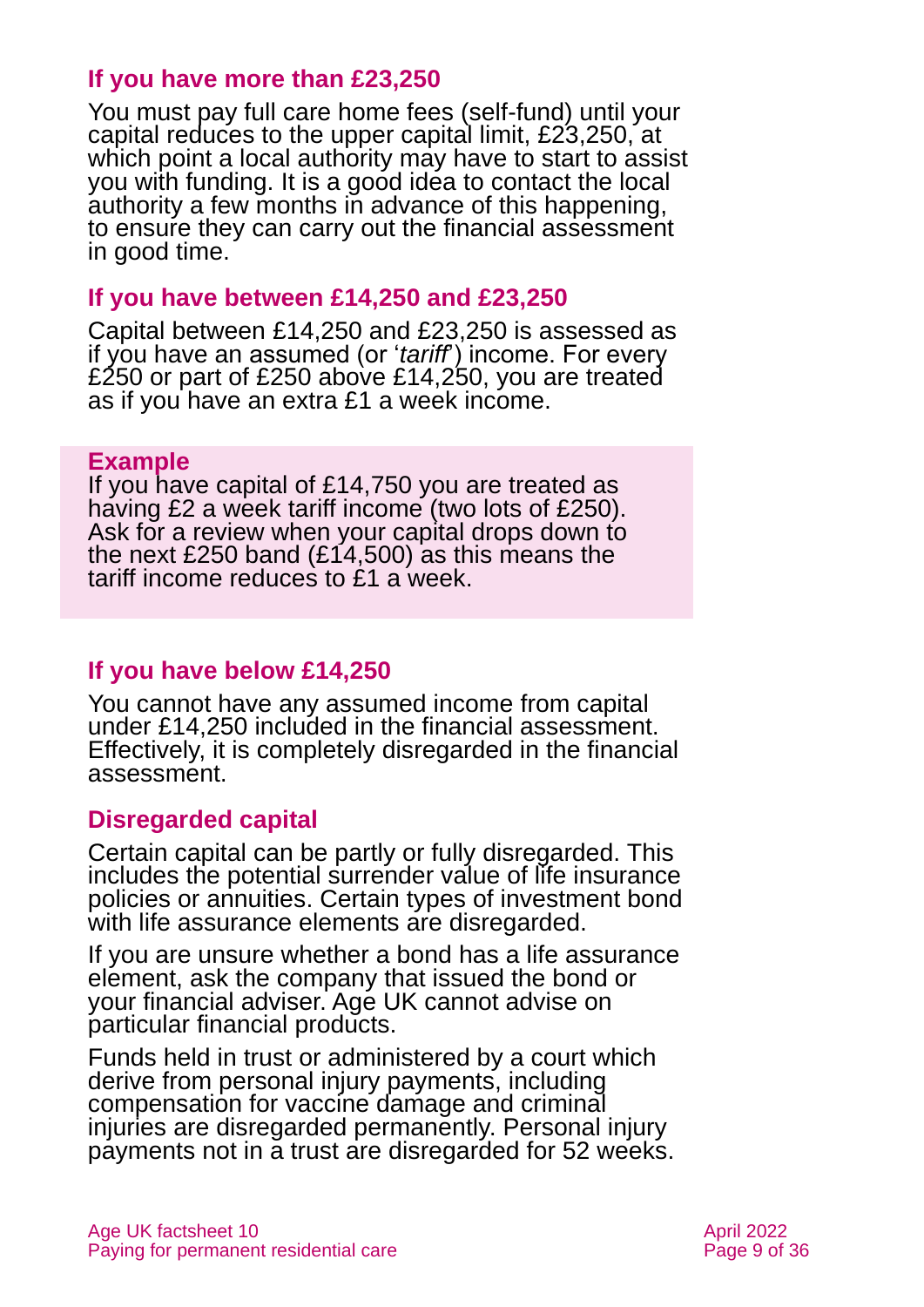### If you have more than £23,250

You must pay full care home fees (self-fund) until your capital reduces to the upper capital limit, £23,250, at which point a local authority may have to start to assist you with funding. It is a good idea to contact the local authority a few months in advance of this happening, to ensure they can carry out the financial assessment in good time.

### If you have between £14,250 and £23,250

Capital between £14,250 and £23,250 is assessed as if you have an assumed (or '*tariff*') income. For every £250 or part of £250 above £14,250, you are treated as if you have an extra £1 a week income.

**Example**
If you have capital of £14,750 you are treated as having £2 a week tariff income (two lots of £250). Ask for a review when your capital drops down to the next £250 band (£14,500) as this means the tariff income reduces to £1 a week.

### If you have below £14,250

You cannot have any assumed income from capital under £14,250 included in the financial assessment. Effectively, it is completely disregarded in the financial assessment.

### Disregarded capital

Certain capital can be partly or fully disregarded. This includes the potential surrender value of life insurance policies or annuities. Certain types of investment bond with life assurance elements are disregarded.

If you are unsure whether a bond has a life assurance element, ask the company that issued the bond or your financial adviser. Age UK cannot advise on particular financial products.

Funds held in trust or administered by a court which derive from personal injury payments, including compensation for vaccine damage and criminal injuries are disregarded permanently. Personal injury payments not in a trust are disregarded for 52 weeks.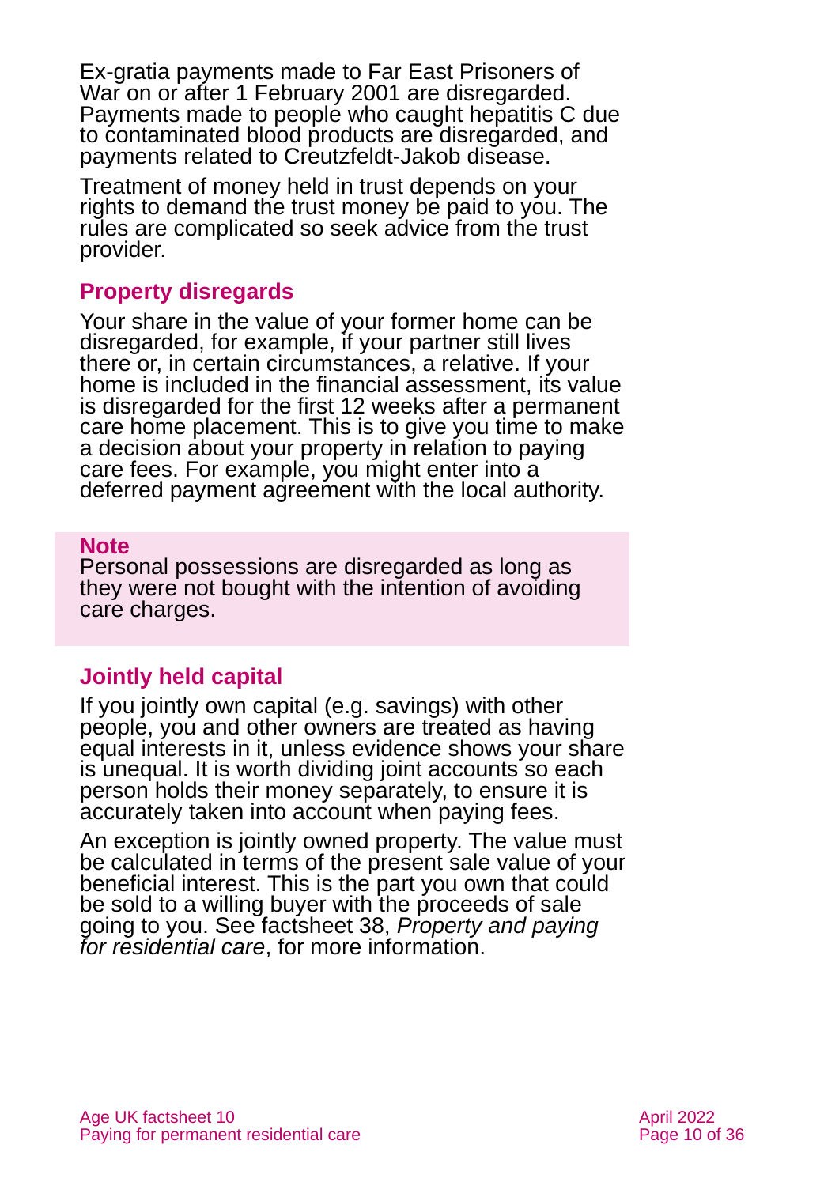Ex-gratia payments made to Far East Prisoners of War on or after 1 February 2001 are disregarded. Payments made to people who caught hepatitis C due to contaminated blood products are disregarded, and payments related to Creutzfeldt-Jakob disease.

Treatment of money held in trust depends on your rights to demand the trust money be paid to you. The rules are complicated so seek advice from the trust provider.

### Property disregards

Your share in the value of your former home can be disregarded, for example, if your partner still lives there or, in certain circumstances, a relative. If your home is included in the financial assessment, its value is disregarded for the first 12 weeks after a permanent care home placement. This is to give you time to make a decision about your property in relation to paying care fees. For example, you might enter into a deferred payment agreement with the local authority.

> **Note**
> Personal possessions are disregarded as long as they were not bought with the intention of avoiding care charges.

### Jointly held capital

If you jointly own capital (e.g. savings) with other people, you and other owners are treated as having equal interests in it, unless evidence shows your share is unequal. It is worth dividing joint accounts so each person holds their money separately, to ensure it is accurately taken into account when paying fees.

An exception is jointly owned property. The value must be calculated in terms of the present sale value of your beneficial interest. This is the part you own that could be sold to a willing buyer with the proceeds of sale going to you. See factsheet 38, *Property and paying for residential care*, for more information.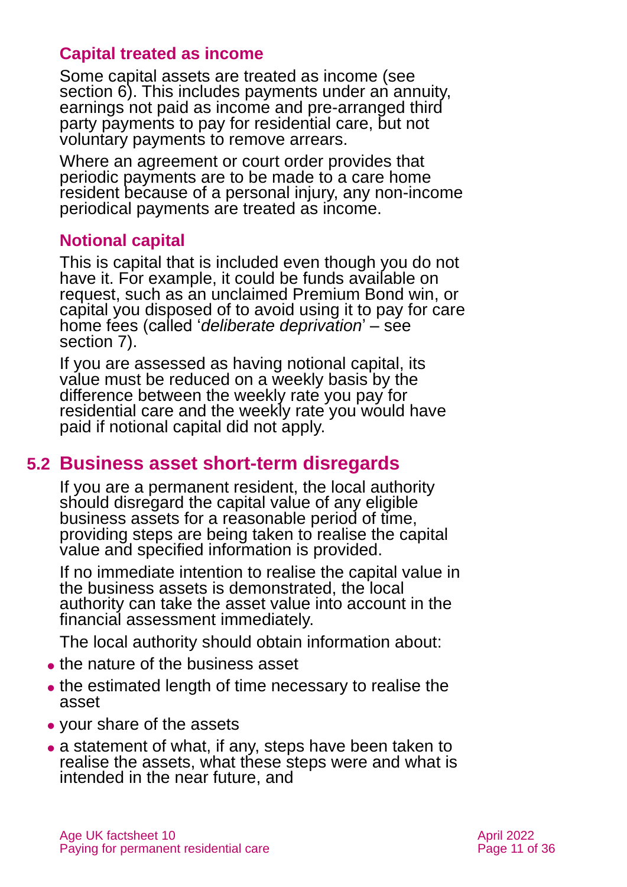### Capital treated as income

Some capital assets are treated as income (see section 6). This includes payments under an annuity, earnings not paid as income and pre-arranged third party payments to pay for residential care, but not voluntary payments to remove arrears.

Where an agreement or court order provides that periodic payments are to be made to a care home resident because of a personal injury, any non-income periodical payments are treated as income.

### Notional capital

This is capital that is included even though you do not have it. For example, it could be funds available on request, such as an unclaimed Premium Bond win, or capital you disposed of to avoid using it to pay for care home fees (called '*deliberate deprivation*' – see section 7).

If you are assessed as having notional capital, its value must be reduced on a weekly basis by the difference between the weekly rate you pay for residential care and the weekly rate you would have paid if notional capital did not apply.

## 5.2 Business asset short-term disregards

If you are a permanent resident, the local authority should disregard the capital value of any eligible business assets for a reasonable period of time, providing steps are being taken to realise the capital value and specified information is provided.

If no immediate intention to realise the capital value in the business assets is demonstrated, the local authority can take the asset value into account in the financial assessment immediately.

The local authority should obtain information about:

- the nature of the business asset
- the estimated length of time necessary to realise the asset
- your share of the assets
- a statement of what, if any, steps have been taken to realise the assets, what these steps were and what is intended in the near future, and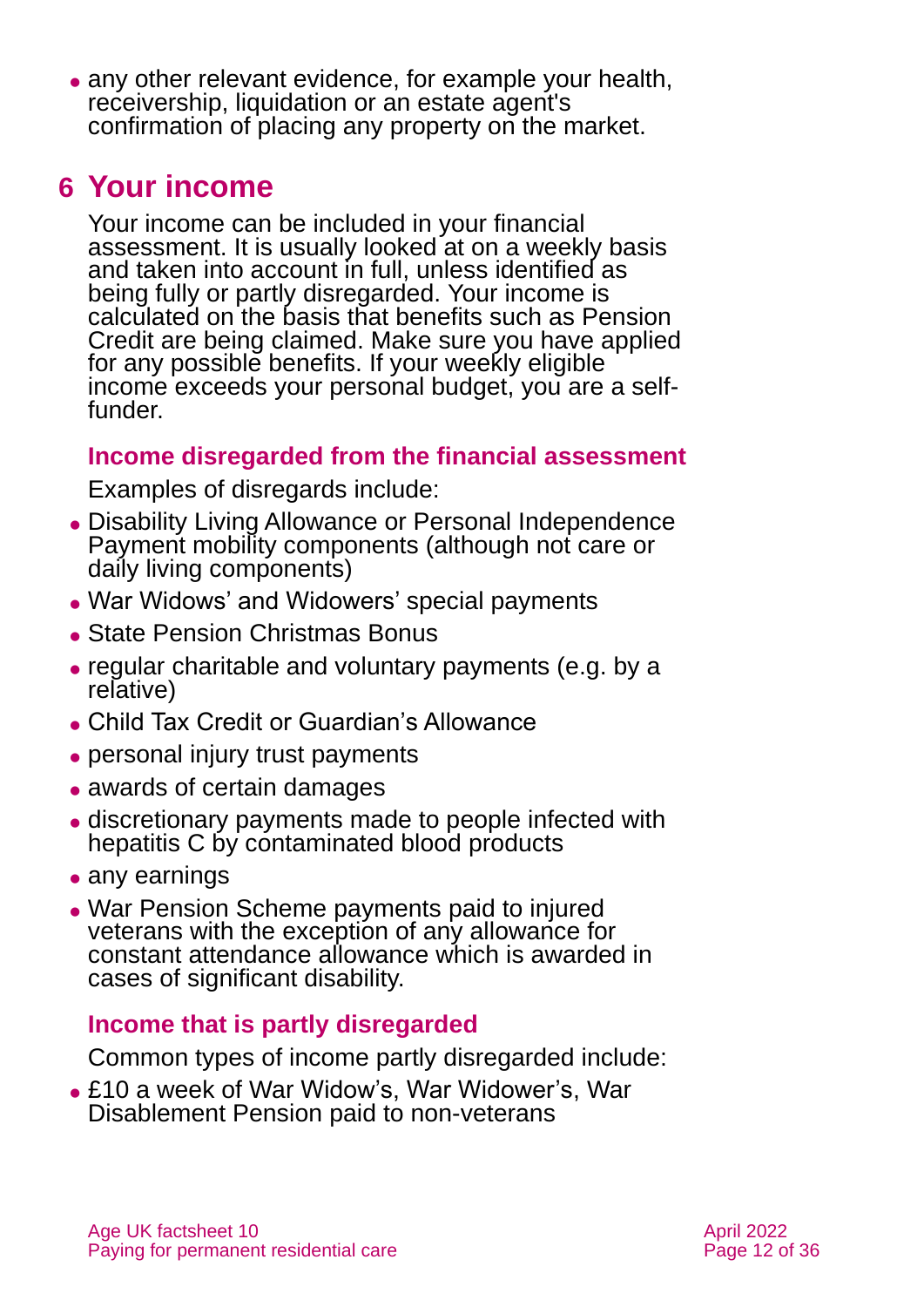- any other relevant evidence, for example your health, receivership, liquidation or an estate agent's confirmation of placing any property on the market.

# 6 Your income

Your income can be included in your financial assessment. It is usually looked at on a weekly basis and taken into account in full, unless identified as being fully or partly disregarded. Your income is calculated on the basis that benefits such as Pension Credit are being claimed. Make sure you have applied for any possible benefits. If your weekly eligible income exceeds your personal budget, you are a self-funder.

### Income disregarded from the financial assessment

Examples of disregards include:

- Disability Living Allowance or Personal Independence Payment mobility components (although not care or daily living components)
- War Widows' and Widowers' special payments
- State Pension Christmas Bonus
- regular charitable and voluntary payments (e.g. by a relative)
- Child Tax Credit or Guardian's Allowance
- personal injury trust payments
- awards of certain damages
- discretionary payments made to people infected with hepatitis C by contaminated blood products
- any earnings
- War Pension Scheme payments paid to injured veterans with the exception of any allowance for constant attendance allowance which is awarded in cases of significant disability.

### Income that is partly disregarded

Common types of income partly disregarded include:

- £10 a week of War Widow's, War Widower's, War Disablement Pension paid to non-veterans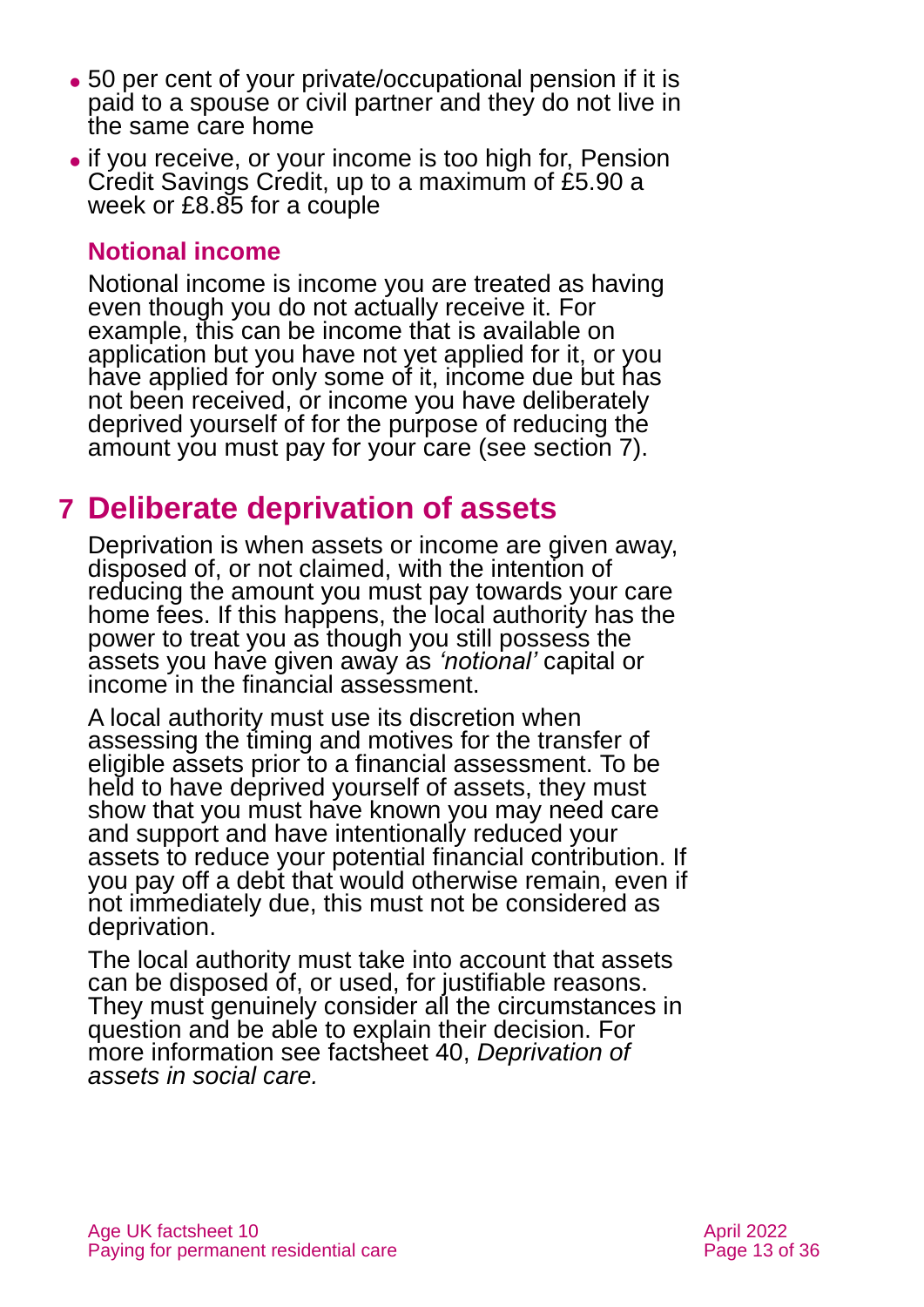- 50 per cent of your private/occupational pension if it is paid to a spouse or civil partner and they do not live in the same care home
- if you receive, or your income is too high for, Pension Credit Savings Credit, up to a maximum of £5.90 a week or £8.85 for a couple

### Notional income

Notional income is income you are treated as having even though you do not actually receive it. For example, this can be income that is available on application but you have not yet applied for it, or you have applied for only some of it, income due but has not been received, or income you have deliberately deprived yourself of for the purpose of reducing the amount you must pay for your care (see section 7).

## 7 Deliberate deprivation of assets

Deprivation is when assets or income are given away, disposed of, or not claimed, with the intention of reducing the amount you must pay towards your care home fees. If this happens, the local authority has the power to treat you as though you still possess the assets you have given away as *'notional'* capital or income in the financial assessment.

A local authority must use its discretion when assessing the timing and motives for the transfer of eligible assets prior to a financial assessment. To be held to have deprived yourself of assets, they must show that you must have known you may need care and support and have intentionally reduced your assets to reduce your potential financial contribution. If you pay off a debt that would otherwise remain, even if not immediately due, this must not be considered as deprivation.

The local authority must take into account that assets can be disposed of, or used, for justifiable reasons. They must genuinely consider all the circumstances in question and be able to explain their decision. For more information see factsheet 40, *Deprivation of assets in social care.*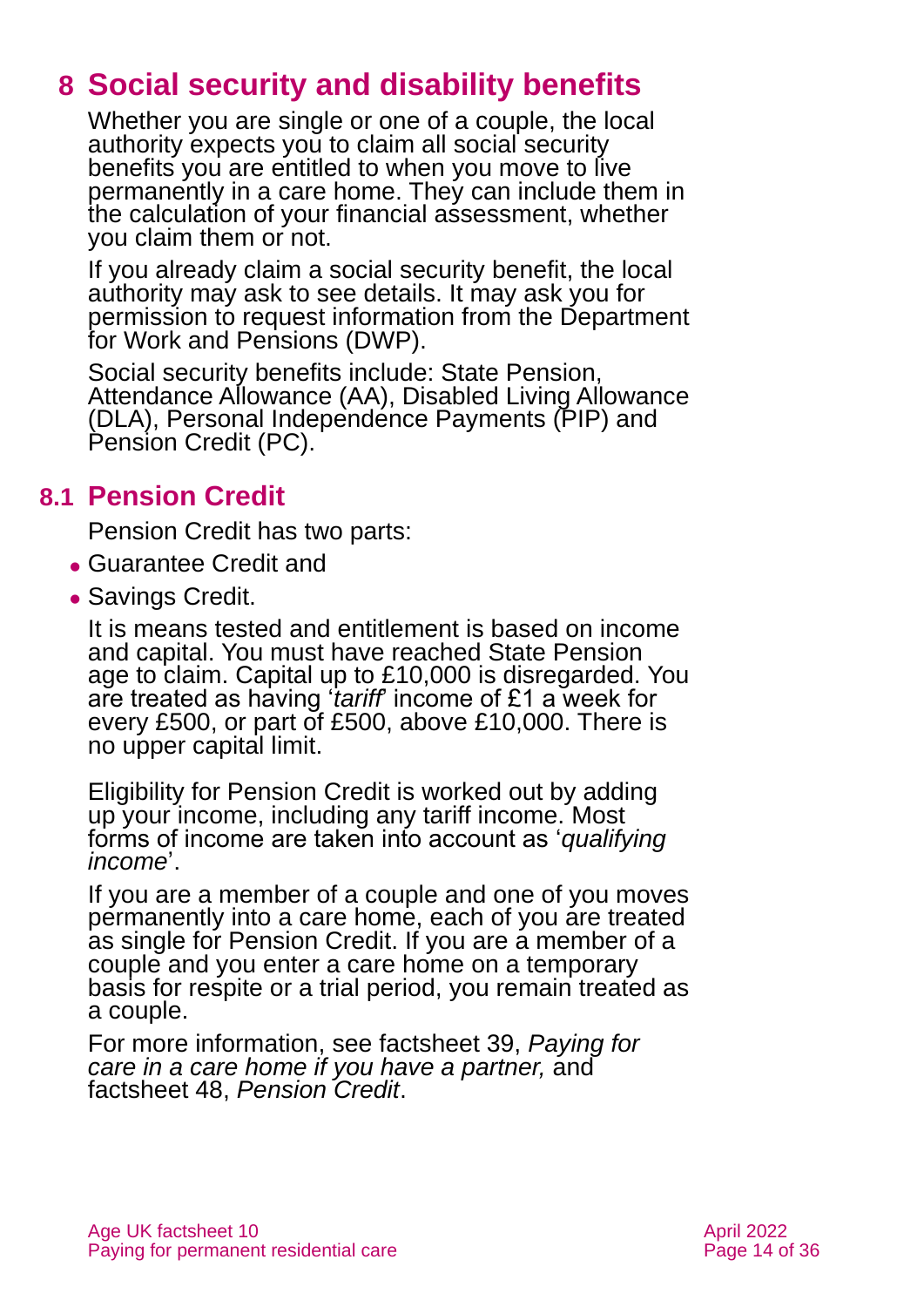# 8 Social security and disability benefits

Whether you are single or one of a couple, the local authority expects you to claim all social security benefits you are entitled to when you move to live permanently in a care home. They can include them in the calculation of your financial assessment, whether you claim them or not.

If you already claim a social security benefit, the local authority may ask to see details. It may ask you for permission to request information from the Department for Work and Pensions (DWP).

Social security benefits include: State Pension, Attendance Allowance (AA), Disabled Living Allowance (DLA), Personal Independence Payments (PIP) and Pension Credit (PC).

## 8.1 Pension Credit

Pension Credit has two parts:

- Guarantee Credit and
- Savings Credit.

It is means tested and entitlement is based on income and capital. You must have reached State Pension age to claim. Capital up to £10,000 is disregarded. You are treated as having '*tariff*' income of £1 a week for every £500, or part of £500, above £10,000. There is no upper capital limit.

Eligibility for Pension Credit is worked out by adding up your income, including any tariff income. Most forms of income are taken into account as '*qualifying income*'.

If you are a member of a couple and one of you moves permanently into a care home, each of you are treated as single for Pension Credit. If you are a member of a couple and you enter a care home on a temporary basis for respite or a trial period, you remain treated as a couple.

For more information, see factsheet 39, *Paying for care in a care home if you have a partner,* and factsheet 48, *Pension Credit*.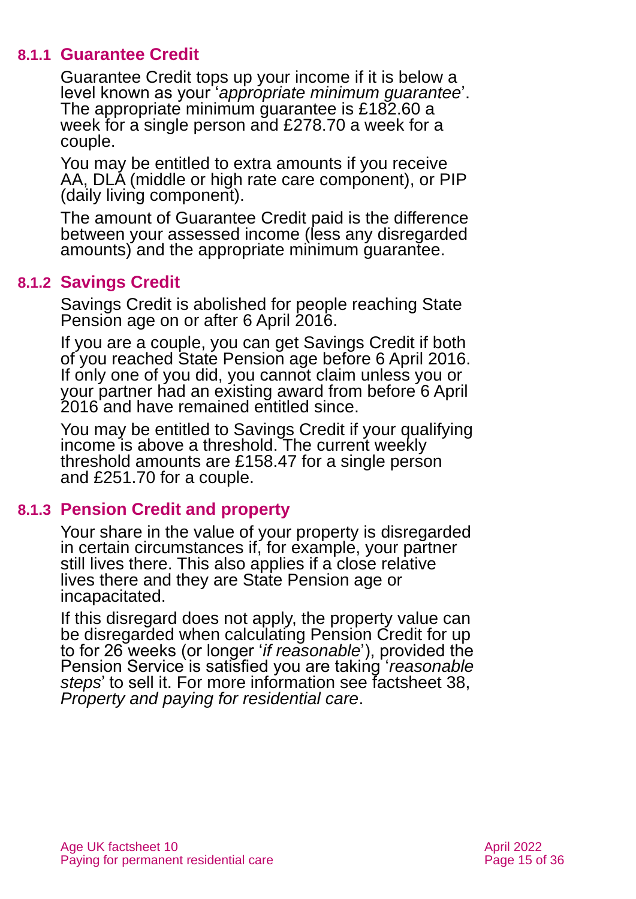### 8.1.1 Guarantee Credit

Guarantee Credit tops up your income if it is below a level known as your '*appropriate minimum guarantee*'. The appropriate minimum guarantee is £182.60 a week for a single person and £278.70 a week for a couple.

You may be entitled to extra amounts if you receive AA, DLA (middle or high rate care component), or PIP (daily living component).

The amount of Guarantee Credit paid is the difference between your assessed income (less any disregarded amounts) and the appropriate minimum guarantee.

### 8.1.2 Savings Credit

Savings Credit is abolished for people reaching State Pension age on or after 6 April 2016.

If you are a couple, you can get Savings Credit if both of you reached State Pension age before 6 April 2016. If only one of you did, you cannot claim unless you or your partner had an existing award from before 6 April 2016 and have remained entitled since.

You may be entitled to Savings Credit if your qualifying income is above a threshold. The current weekly threshold amounts are £158.47 for a single person and £251.70 for a couple.

### 8.1.3 Pension Credit and property

Your share in the value of your property is disregarded in certain circumstances if, for example, your partner still lives there. This also applies if a close relative lives there and they are State Pension age or incapacitated.

If this disregard does not apply, the property value can be disregarded when calculating Pension Credit for up to for 26 weeks (or longer '*if reasonable*'), provided the Pension Service is satisfied you are taking '*reasonable steps*' to sell it. For more information see factsheet 38, *Property and paying for residential care*.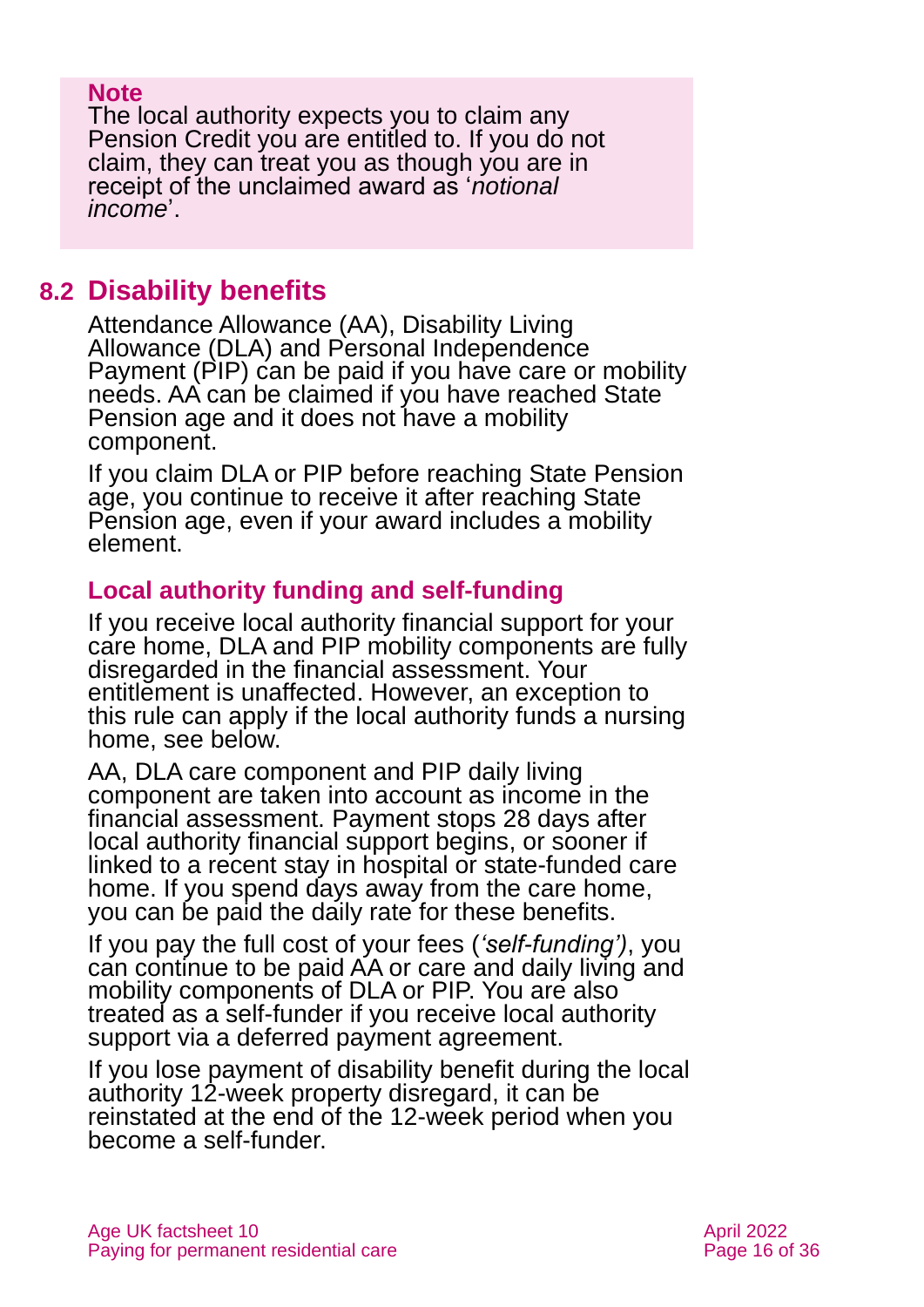**Note**
The local authority expects you to claim any Pension Credit you are entitled to. If you do not claim, they can treat you as though you are in receipt of the unclaimed award as '*notional income*'.

## 8.2 Disability benefits

Attendance Allowance (AA), Disability Living Allowance (DLA) and Personal Independence Payment (PIP) can be paid if you have care or mobility needs. AA can be claimed if you have reached State Pension age and it does not have a mobility component.

If you claim DLA or PIP before reaching State Pension age, you continue to receive it after reaching State Pension age, even if your award includes a mobility element.

### Local authority funding and self-funding

If you receive local authority financial support for your care home, DLA and PIP mobility components are fully disregarded in the financial assessment. Your entitlement is unaffected. However, an exception to this rule can apply if the local authority funds a nursing home, see below.

AA, DLA care component and PIP daily living component are taken into account as income in the financial assessment. Payment stops 28 days after local authority financial support begins, or sooner if linked to a recent stay in hospital or state-funded care home. If you spend days away from the care home, you can be paid the daily rate for these benefits.

If you pay the full cost of your fees (*'self-funding')*, you can continue to be paid AA or care and daily living and mobility components of DLA or PIP. You are also treated as a self-funder if you receive local authority support via a deferred payment agreement.

If you lose payment of disability benefit during the local authority 12-week property disregard, it can be reinstated at the end of the 12-week period when you become a self-funder.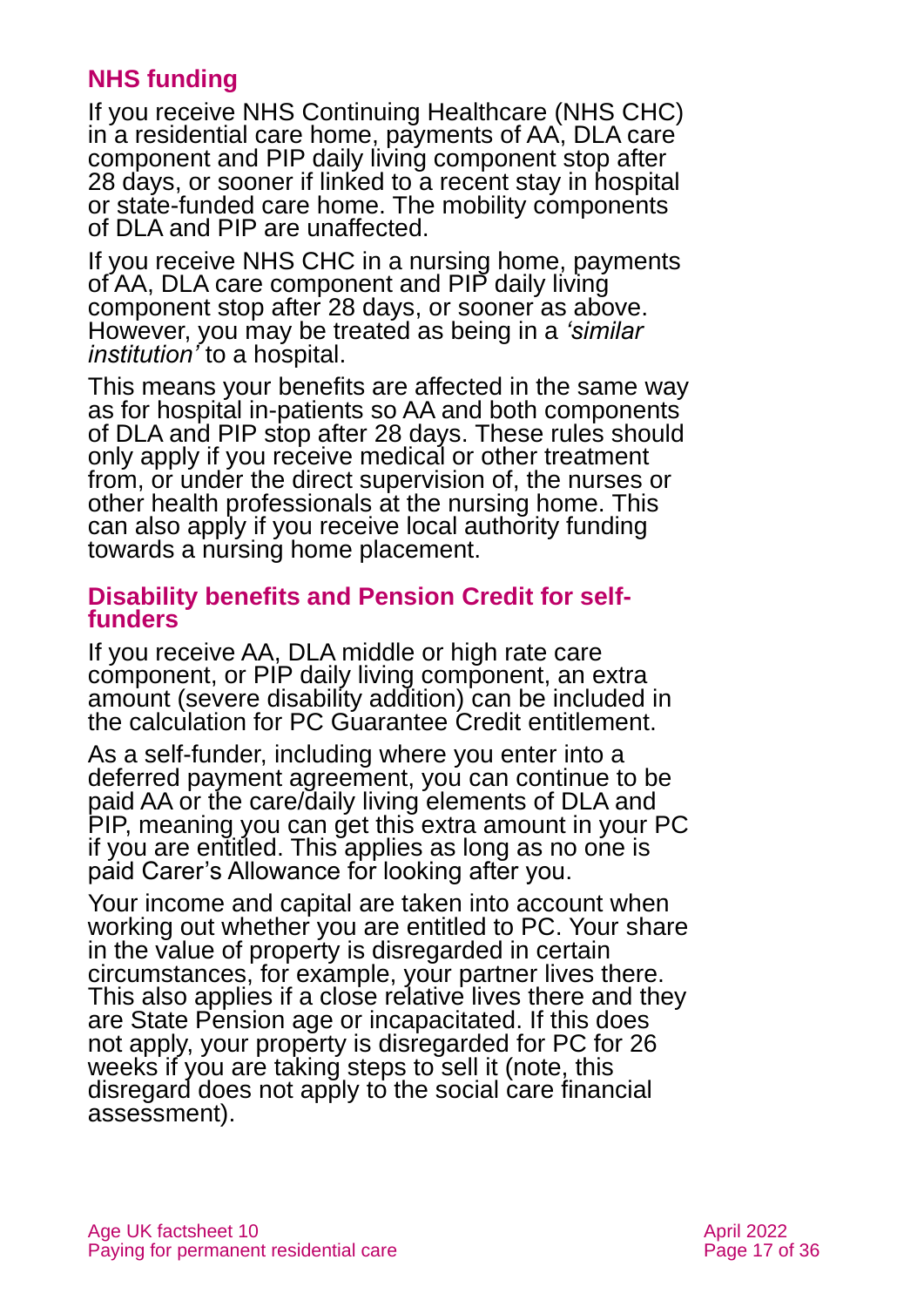## NHS funding

If you receive NHS Continuing Healthcare (NHS CHC) in a residential care home, payments of AA, DLA care component and PIP daily living component stop after 28 days, or sooner if linked to a recent stay in hospital or state-funded care home. The mobility components of DLA and PIP are unaffected.

If you receive NHS CHC in a nursing home, payments of AA, DLA care component and PIP daily living component stop after 28 days, or sooner as above. However, you may be treated as being in a *'similar institution'* to a hospital.

This means your benefits are affected in the same way as for hospital in-patients so AA and both components of DLA and PIP stop after 28 days. These rules should only apply if you receive medical or other treatment from, or under the direct supervision of, the nurses or other health professionals at the nursing home. This can also apply if you receive local authority funding towards a nursing home placement.

### Disability benefits and Pension Credit for self-funders

If you receive AA, DLA middle or high rate care component, or PIP daily living component, an extra amount (severe disability addition) can be included in the calculation for PC Guarantee Credit entitlement.

As a self-funder, including where you enter into a deferred payment agreement, you can continue to be paid AA or the care/daily living elements of DLA and PIP, meaning you can get this extra amount in your PC if you are entitled. This applies as long as no one is paid Carer's Allowance for looking after you.

Your income and capital are taken into account when working out whether you are entitled to PC. Your share in the value of property is disregarded in certain circumstances, for example, your partner lives there. This also applies if a close relative lives there and they are State Pension age or incapacitated. If this does not apply, your property is disregarded for PC for 26 weeks if you are taking steps to sell it (note, this disregard does not apply to the social care financial assessment).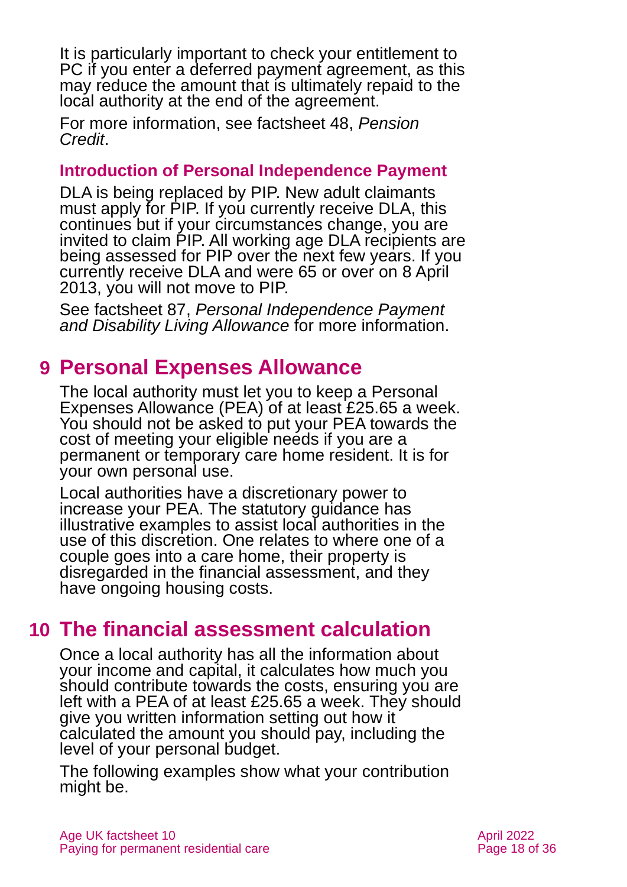It is particularly important to check your entitlement to PC if you enter a deferred payment agreement, as this may reduce the amount that is ultimately repaid to the local authority at the end of the agreement.

For more information, see factsheet 48, *Pension Credit*.

### Introduction of Personal Independence Payment

DLA is being replaced by PIP. New adult claimants must apply for PIP. If you currently receive DLA, this continues but if your circumstances change, you are invited to claim PIP. All working age DLA recipients are being assessed for PIP over the next few years. If you currently receive DLA and were 65 or over on 8 April 2013, you will not move to PIP.

See factsheet 87, *Personal Independence Payment and Disability Living Allowance* for more information.

## 9 Personal Expenses Allowance

The local authority must let you to keep a Personal Expenses Allowance (PEA) of at least £25.65 a week. You should not be asked to put your PEA towards the cost of meeting your eligible needs if you are a permanent or temporary care home resident. It is for your own personal use.

Local authorities have a discretionary power to increase your PEA. The statutory guidance has illustrative examples to assist local authorities in the use of this discretion. One relates to where one of a couple goes into a care home, their property is disregarded in the financial assessment, and they have ongoing housing costs.

## 10 The financial assessment calculation

Once a local authority has all the information about your income and capital, it calculates how much you should contribute towards the costs, ensuring you are left with a PEA of at least £25.65 a week. They should give you written information setting out how it calculated the amount you should pay, including the level of your personal budget.

The following examples show what your contribution might be.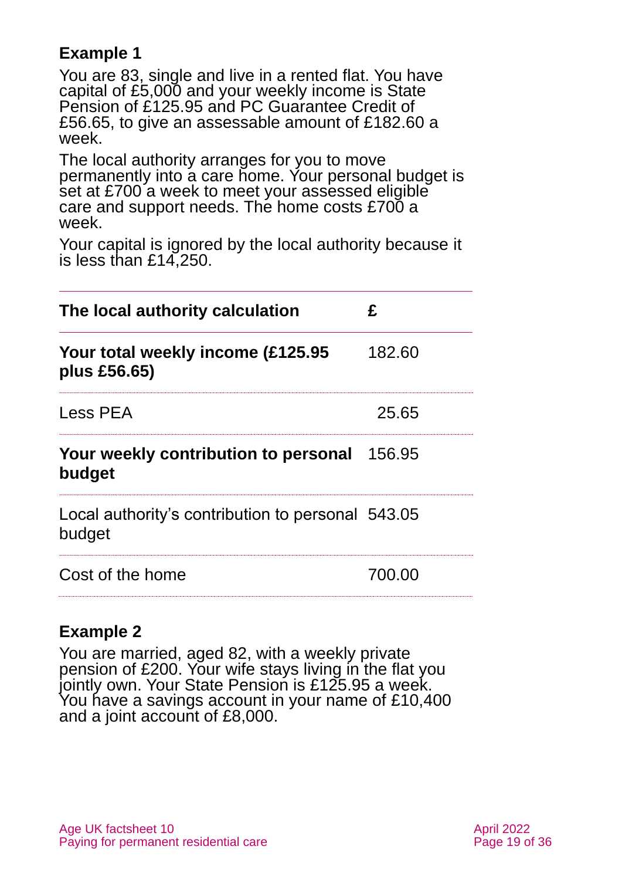### Example 1

You are 83, single and live in a rented flat. You have capital of £5,000 and your weekly income is State Pension of £125.95 and PC Guarantee Credit of £56.65, to give an assessable amount of £182.60 a week.

The local authority arranges for you to move permanently into a care home. Your personal budget is set at £700 a week to meet your assessed eligible care and support needs. The home costs £700 a week.

Your capital is ignored by the local authority because it is less than £14,250.

| **The local authority calculation** | **£** |
|---|---|
| **Your total weekly income (£125.95 plus £56.65)** | 182.60 |
| Less PEA | 25.65 |
| **Your weekly contribution to personal budget** | 156.95 |
| Local authority's contribution to personal budget | 543.05 |
| Cost of the home | 700.00 |

### Example 2

You are married, aged 82, with a weekly private pension of £200. Your wife stays living in the flat you jointly own. Your State Pension is £125.95 a week. You have a savings account in your name of £10,400 and a joint account of £8,000.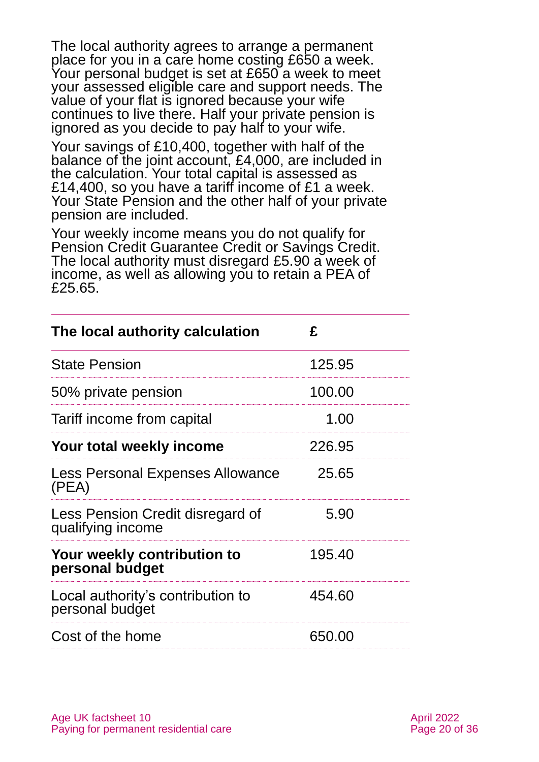The local authority agrees to arrange a permanent place for you in a care home costing £650 a week. Your personal budget is set at £650 a week to meet your assessed eligible care and support needs. The value of your flat is ignored because your wife continues to live there. Half your private pension is ignored as you decide to pay half to your wife.

Your savings of £10,400, together with half of the balance of the joint account, £4,000, are included in the calculation. Your total capital is assessed as £14,400, so you have a tariff income of £1 a week. Your State Pension and the other half of your private pension are included.

Your weekly income means you do not qualify for Pension Credit Guarantee Credit or Savings Credit. The local authority must disregard £5.90 a week of income, as well as allowing you to retain a PEA of £25.65.

| **The local authority calculation** | **£** |
|---|---|
| State Pension | 125.95 |
| 50% private pension | 100.00 |
| Tariff income from capital | 1.00 |
| **Your total weekly income** | 226.95 |
| Less Personal Expenses Allowance (PEA) | 25.65 |
| Less Pension Credit disregard of qualifying income | 5.90 |
| **Your weekly contribution to personal budget** | 195.40 |
| Local authority's contribution to personal budget | 454.60 |
| Cost of the home | 650.00 |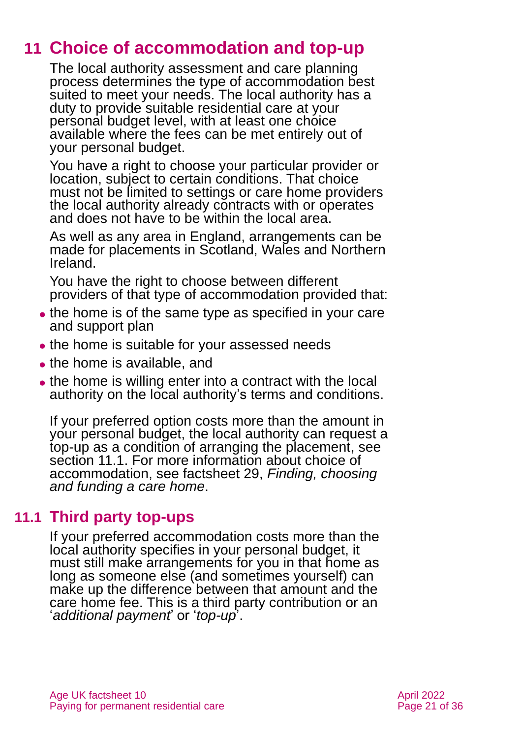## 11 Choice of accommodation and top-up

The local authority assessment and care planning process determines the type of accommodation best suited to meet your needs. The local authority has a duty to provide suitable residential care at your personal budget level, with at least one choice available where the fees can be met entirely out of your personal budget.

You have a right to choose your particular provider or location, subject to certain conditions. That choice must not be limited to settings or care home providers the local authority already contracts with or operates and does not have to be within the local area.

As well as any area in England, arrangements can be made for placements in Scotland, Wales and Northern Ireland.

You have the right to choose between different providers of that type of accommodation provided that:

- the home is of the same type as specified in your care and support plan
- the home is suitable for your assessed needs
- the home is available, and
- the home is willing enter into a contract with the local authority on the local authority's terms and conditions.

If your preferred option costs more than the amount in your personal budget, the local authority can request a top-up as a condition of arranging the placement, see section 11.1. For more information about choice of accommodation, see factsheet 29, *Finding, choosing and funding a care home*.

### 11.1 Third party top-ups

If your preferred accommodation costs more than the local authority specifies in your personal budget, it must still make arrangements for you in that home as long as someone else (and sometimes yourself) can make up the difference between that amount and the care home fee. This is a third party contribution or an '*additional payment*' or '*top-up*'.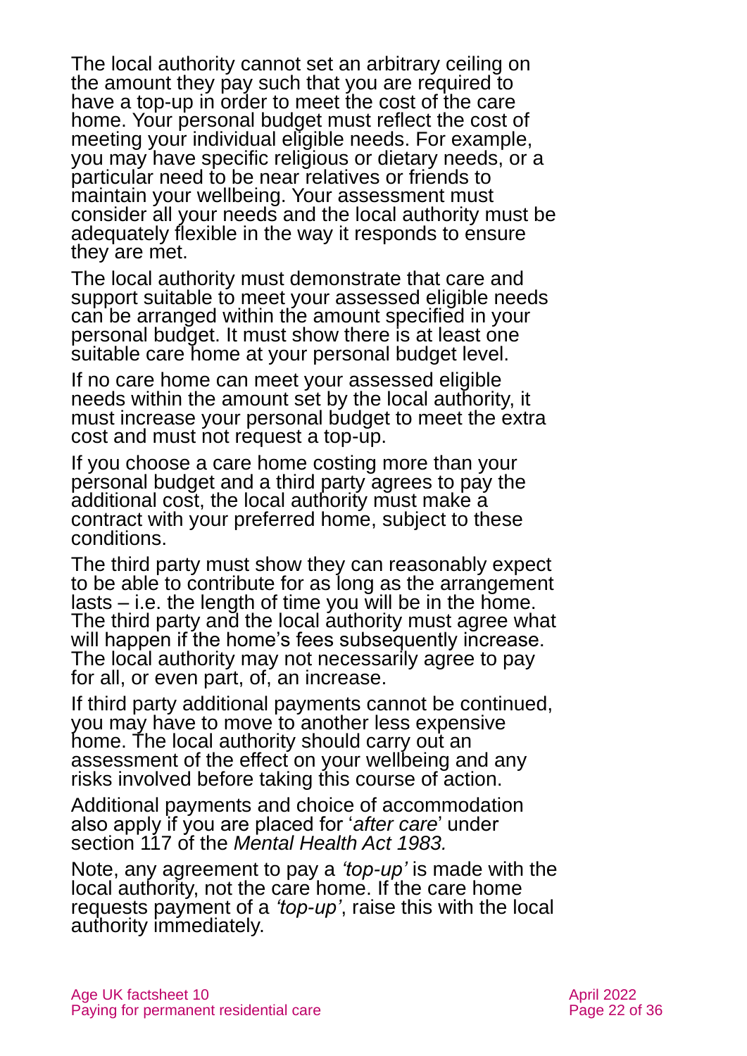The local authority cannot set an arbitrary ceiling on the amount they pay such that you are required to have a top-up in order to meet the cost of the care home. Your personal budget must reflect the cost of meeting your individual eligible needs. For example, you may have specific religious or dietary needs, or a particular need to be near relatives or friends to maintain your wellbeing. Your assessment must consider all your needs and the local authority must be adequately flexible in the way it responds to ensure they are met.

The local authority must demonstrate that care and support suitable to meet your assessed eligible needs can be arranged within the amount specified in your personal budget. It must show there is at least one suitable care home at your personal budget level.

If no care home can meet your assessed eligible needs within the amount set by the local authority, it must increase your personal budget to meet the extra cost and must not request a top-up.

If you choose a care home costing more than your personal budget and a third party agrees to pay the additional cost, the local authority must make a contract with your preferred home, subject to these conditions.

The third party must show they can reasonably expect to be able to contribute for as long as the arrangement lasts – i.e. the length of time you will be in the home. The third party and the local authority must agree what will happen if the home's fees subsequently increase. The local authority may not necessarily agree to pay for all, or even part, of, an increase.

If third party additional payments cannot be continued, you may have to move to another less expensive home. The local authority should carry out an assessment of the effect on your wellbeing and any risks involved before taking this course of action.

Additional payments and choice of accommodation also apply if you are placed for '*after care*' under section 117 of the *Mental Health Act 1983.*

Note, any agreement to pay a *'top-up'* is made with the local authority, not the care home. If the care home requests payment of a *'top-up'*, raise this with the local authority immediately.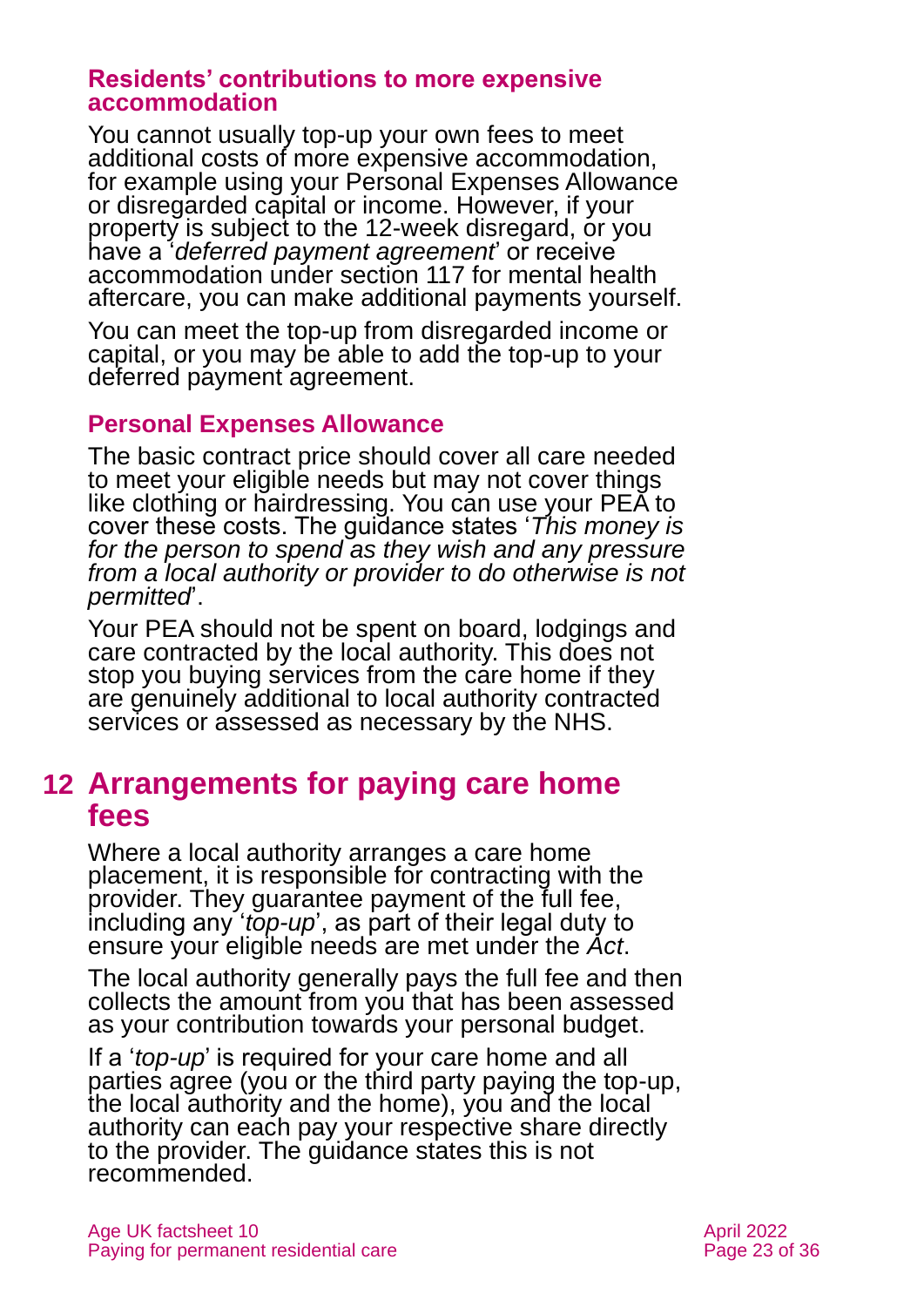### Residents' contributions to more expensive accommodation

You cannot usually top-up your own fees to meet additional costs of more expensive accommodation, for example using your Personal Expenses Allowance or disregarded capital or income. However, if your property is subject to the 12-week disregard, or you have a '*deferred payment agreement*' or receive accommodation under section 117 for mental health aftercare, you can make additional payments yourself.

You can meet the top-up from disregarded income or capital, or you may be able to add the top-up to your deferred payment agreement.

### Personal Expenses Allowance

The basic contract price should cover all care needed to meet your eligible needs but may not cover things like clothing or hairdressing. You can use your PEA to cover these costs. The guidance states '*This money is for the person to spend as they wish and any pressure from a local authority or provider to do otherwise is not permitted*'.

Your PEA should not be spent on board, lodgings and care contracted by the local authority. This does not stop you buying services from the care home if they are genuinely additional to local authority contracted services or assessed as necessary by the NHS.

## 12 Arrangements for paying care home fees

Where a local authority arranges a care home placement, it is responsible for contracting with the provider. They guarantee payment of the full fee, including any '*top-up*', as part of their legal duty to ensure your eligible needs are met under the *Act*.

The local authority generally pays the full fee and then collects the amount from you that has been assessed as your contribution towards your personal budget.

If a '*top-up*' is required for your care home and all parties agree (you or the third party paying the top-up, the local authority and the home), you and the local authority can each pay your respective share directly to the provider. The guidance states this is not recommended.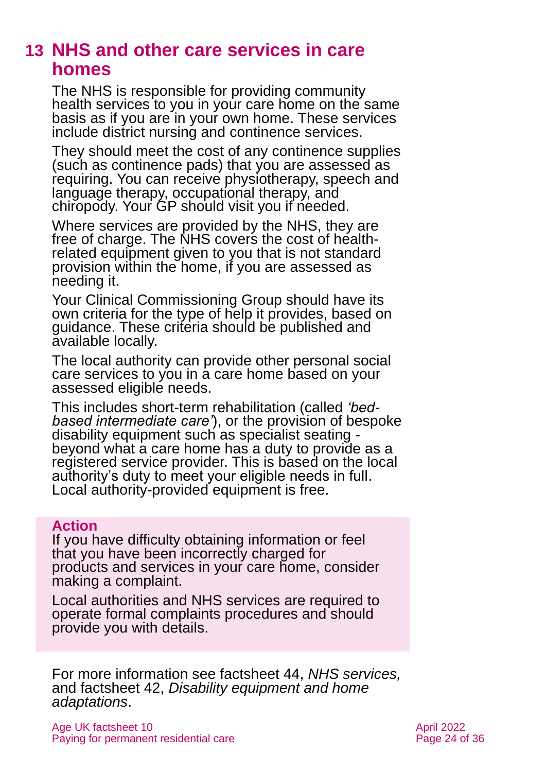## 13 NHS and other care services in care homes

The NHS is responsible for providing community health services to you in your care home on the same basis as if you are in your own home. These services include district nursing and continence services.

They should meet the cost of any continence supplies (such as continence pads) that you are assessed as requiring. You can receive physiotherapy, speech and language therapy, occupational therapy, and chiropody. Your GP should visit you if needed.

Where services are provided by the NHS, they are free of charge. The NHS covers the cost of health-related equipment given to you that is not standard provision within the home, if you are assessed as needing it.

Your Clinical Commissioning Group should have its own criteria for the type of help it provides, based on guidance. These criteria should be published and available locally.

The local authority can provide other personal social care services to you in a care home based on your assessed eligible needs.

This includes short-term rehabilitation (called *'bed-based intermediate care'*), or the provision of bespoke disability equipment such as specialist seating - beyond what a care home has a duty to provide as a registered service provider. This is based on the local authority's duty to meet your eligible needs in full. Local authority-provided equipment is free.

**Action**

If you have difficulty obtaining information or feel that you have been incorrectly charged for products and services in your care home, consider making a complaint.

Local authorities and NHS services are required to operate formal complaints procedures and should provide you with details.

For more information see factsheet 44, *NHS services,* and factsheet 42, *Disability equipment and home adaptations*.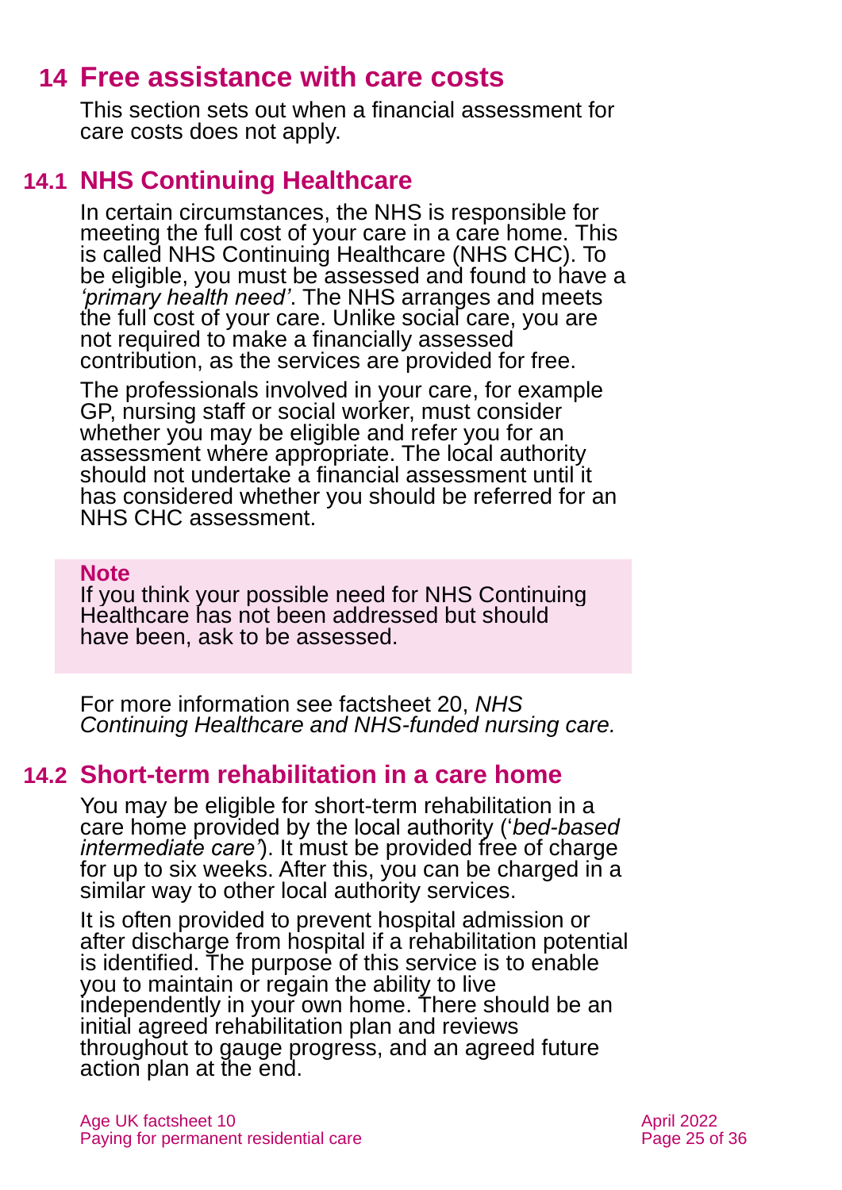# 14 Free assistance with care costs

This section sets out when a financial assessment for care costs does not apply.

## 14.1 NHS Continuing Healthcare

In certain circumstances, the NHS is responsible for meeting the full cost of your care in a care home. This is called NHS Continuing Healthcare (NHS CHC). To be eligible, you must be assessed and found to have a *'primary health need'*. The NHS arranges and meets the full cost of your care. Unlike social care, you are not required to make a financially assessed contribution, as the services are provided for free.

The professionals involved in your care, for example GP, nursing staff or social worker, must consider whether you may be eligible and refer you for an assessment where appropriate. The local authority should not undertake a financial assessment until it has considered whether you should be referred for an NHS CHC assessment.

> **Note**
> If you think your possible need for NHS Continuing Healthcare has not been addressed but should have been, ask to be assessed.

For more information see factsheet 20, *NHS Continuing Healthcare and NHS-funded nursing care.*

## 14.2 Short-term rehabilitation in a care home

You may be eligible for short-term rehabilitation in a care home provided by the local authority ('*bed-based intermediate care*'). It must be provided free of charge for up to six weeks. After this, you can be charged in a similar way to other local authority services.

It is often provided to prevent hospital admission or after discharge from hospital if a rehabilitation potential is identified. The purpose of this service is to enable you to maintain or regain the ability to live independently in your own home. There should be an initial agreed rehabilitation plan and reviews throughout to gauge progress, and an agreed future action plan at the end.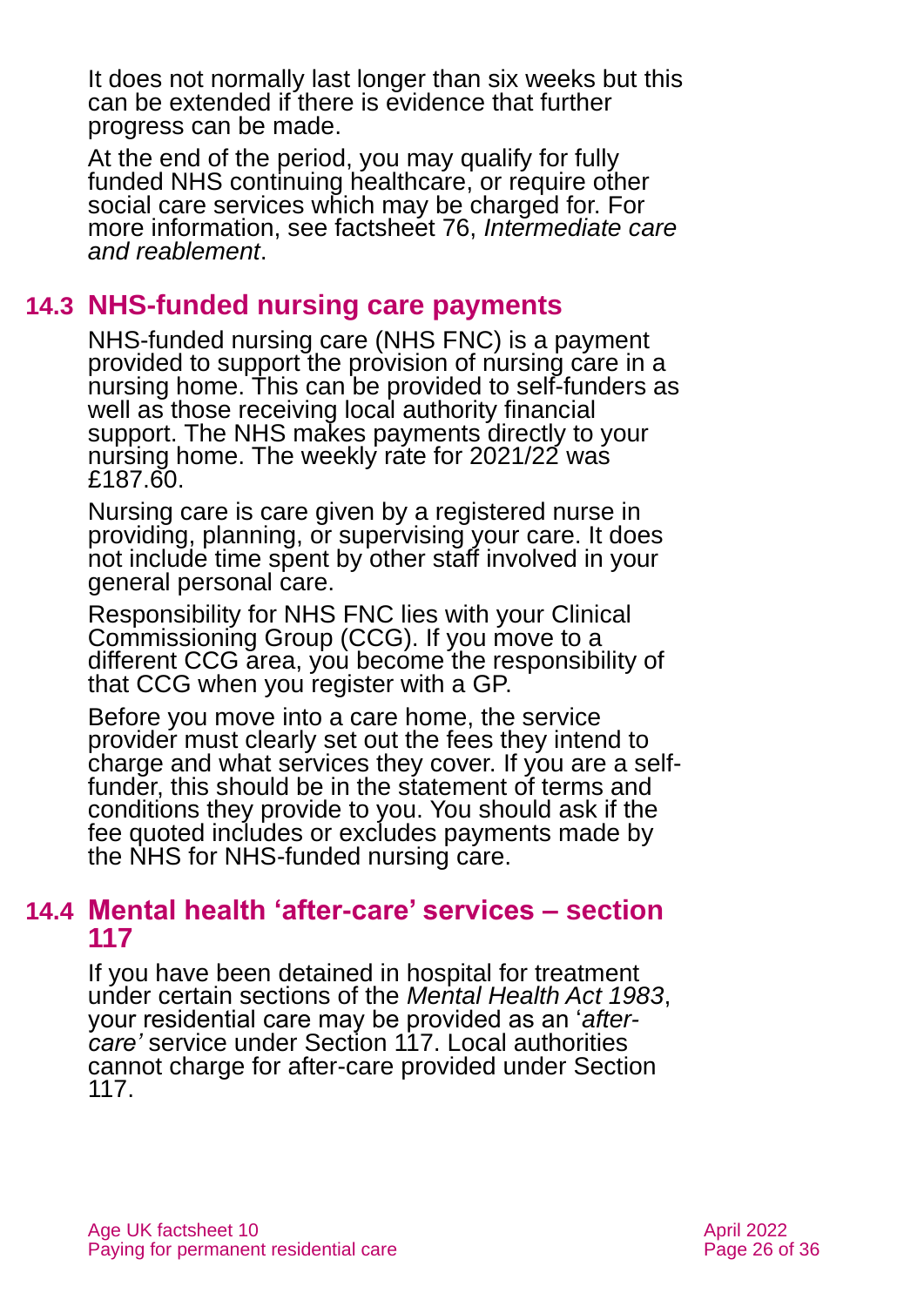It does not normally last longer than six weeks but this can be extended if there is evidence that further progress can be made.

At the end of the period, you may qualify for fully funded NHS continuing healthcare, or require other social care services which may be charged for. For more information, see factsheet 76, *Intermediate care and reablement*.

## 14.3 NHS-funded nursing care payments

NHS-funded nursing care (NHS FNC) is a payment provided to support the provision of nursing care in a nursing home. This can be provided to self-funders as well as those receiving local authority financial support. The NHS makes payments directly to your nursing home. The weekly rate for 2021/22 was £187.60.

Nursing care is care given by a registered nurse in providing, planning, or supervising your care. It does not include time spent by other staff involved in your general personal care.

Responsibility for NHS FNC lies with your Clinical Commissioning Group (CCG). If you move to a different CCG area, you become the responsibility of that CCG when you register with a GP.

Before you move into a care home, the service provider must clearly set out the fees they intend to charge and what services they cover. If you are a self-funder, this should be in the statement of terms and conditions they provide to you. You should ask if the fee quoted includes or excludes payments made by the NHS for NHS-funded nursing care.

## 14.4 Mental health 'after-care' services – section 117

If you have been detained in hospital for treatment under certain sections of the *Mental Health Act 1983*, your residential care may be provided as an '*after-care'* service under Section 117. Local authorities cannot charge for after-care provided under Section 117.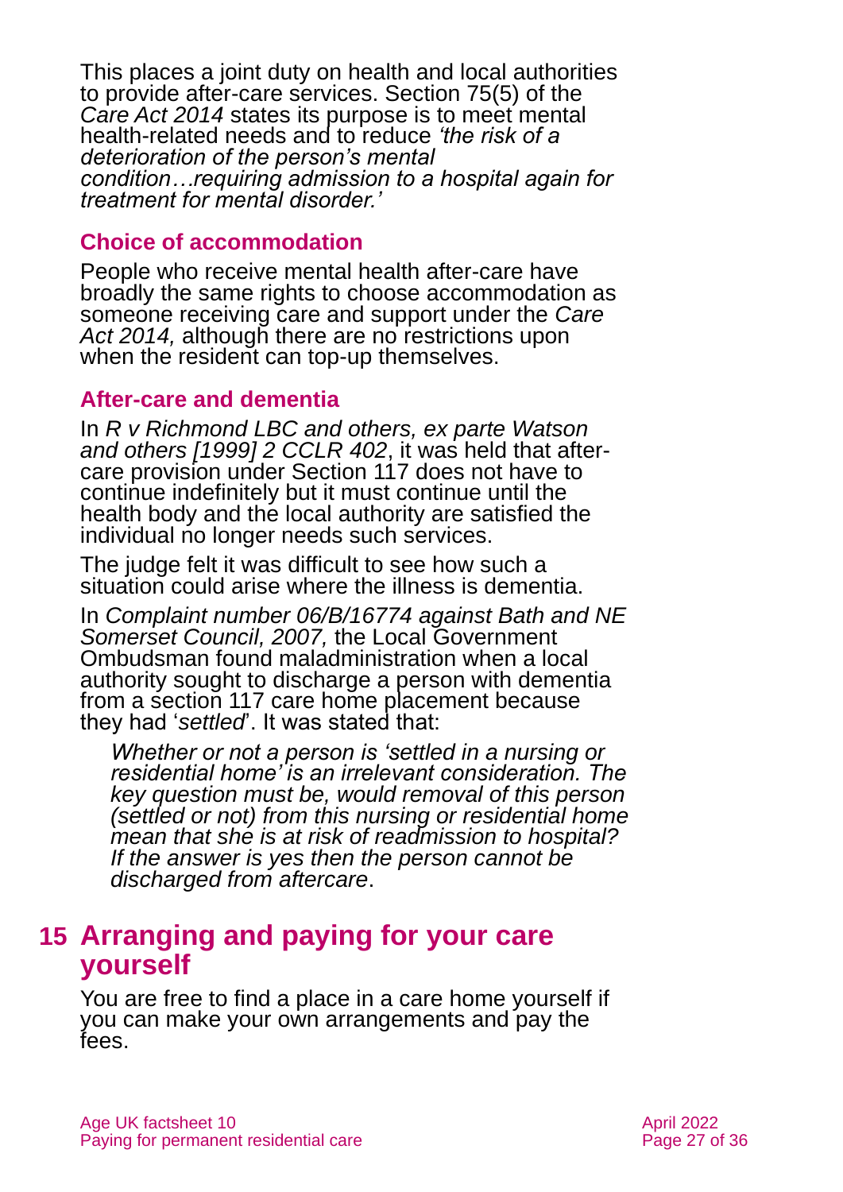This places a joint duty on health and local authorities to provide after-care services. Section 75(5) of the *Care Act 2014* states its purpose is to meet mental health-related needs and to reduce *'the risk of a deterioration of the person's mental condition…requiring admission to a hospital again for treatment for mental disorder.'*

### Choice of accommodation

People who receive mental health after-care have broadly the same rights to choose accommodation as someone receiving care and support under the *Care Act 2014,* although there are no restrictions upon when the resident can top-up themselves.

### After-care and dementia

In *R v Richmond LBC and others, ex parte Watson and others [1999] 2 CCLR 402*, it was held that after-care provision under Section 117 does not have to continue indefinitely but it must continue until the health body and the local authority are satisfied the individual no longer needs such services.

The judge felt it was difficult to see how such a situation could arise where the illness is dementia.

In *Complaint number 06/B/16774 against Bath and NE Somerset Council, 2007,* the Local Government Ombudsman found maladministration when a local authority sought to discharge a person with dementia from a section 117 care home placement because they had '*settled*'. It was stated that:

> *Whether or not a person is 'settled in a nursing or residential home' is an irrelevant consideration. The key question must be, would removal of this person (settled or not) from this nursing or residential home mean that she is at risk of readmission to hospital? If the answer is yes then the person cannot be discharged from aftercare*.

## 15 Arranging and paying for your care yourself

You are free to find a place in a care home yourself if you can make your own arrangements and pay the fees.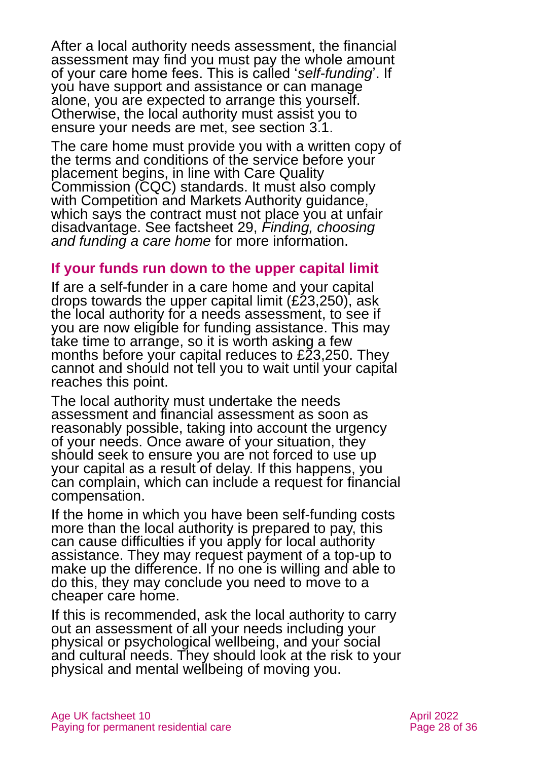After a local authority needs assessment, the financial assessment may find you must pay the whole amount of your care home fees. This is called '*self-funding*'. If you have support and assistance or can manage alone, you are expected to arrange this yourself. Otherwise, the local authority must assist you to ensure your needs are met, see section 3.1.

The care home must provide you with a written copy of the terms and conditions of the service before your placement begins, in line with Care Quality Commission (CQC) standards. It must also comply with Competition and Markets Authority guidance, which says the contract must not place you at unfair disadvantage. See factsheet 29, *Finding, choosing and funding a care home* for more information.

### If your funds run down to the upper capital limit

If are a self-funder in a care home and your capital drops towards the upper capital limit (£23,250), ask the local authority for a needs assessment, to see if you are now eligible for funding assistance. This may take time to arrange, so it is worth asking a few months before your capital reduces to £23,250. They cannot and should not tell you to wait until your capital reaches this point.

The local authority must undertake the needs assessment and financial assessment as soon as reasonably possible, taking into account the urgency of your needs. Once aware of your situation, they should seek to ensure you are not forced to use up your capital as a result of delay. If this happens, you can complain, which can include a request for financial compensation.

If the home in which you have been self-funding costs more than the local authority is prepared to pay, this can cause difficulties if you apply for local authority assistance. They may request payment of a top-up to make up the difference. If no one is willing and able to do this, they may conclude you need to move to a cheaper care home.

If this is recommended, ask the local authority to carry out an assessment of all your needs including your physical or psychological wellbeing, and your social and cultural needs. They should look at the risk to your physical and mental wellbeing of moving you.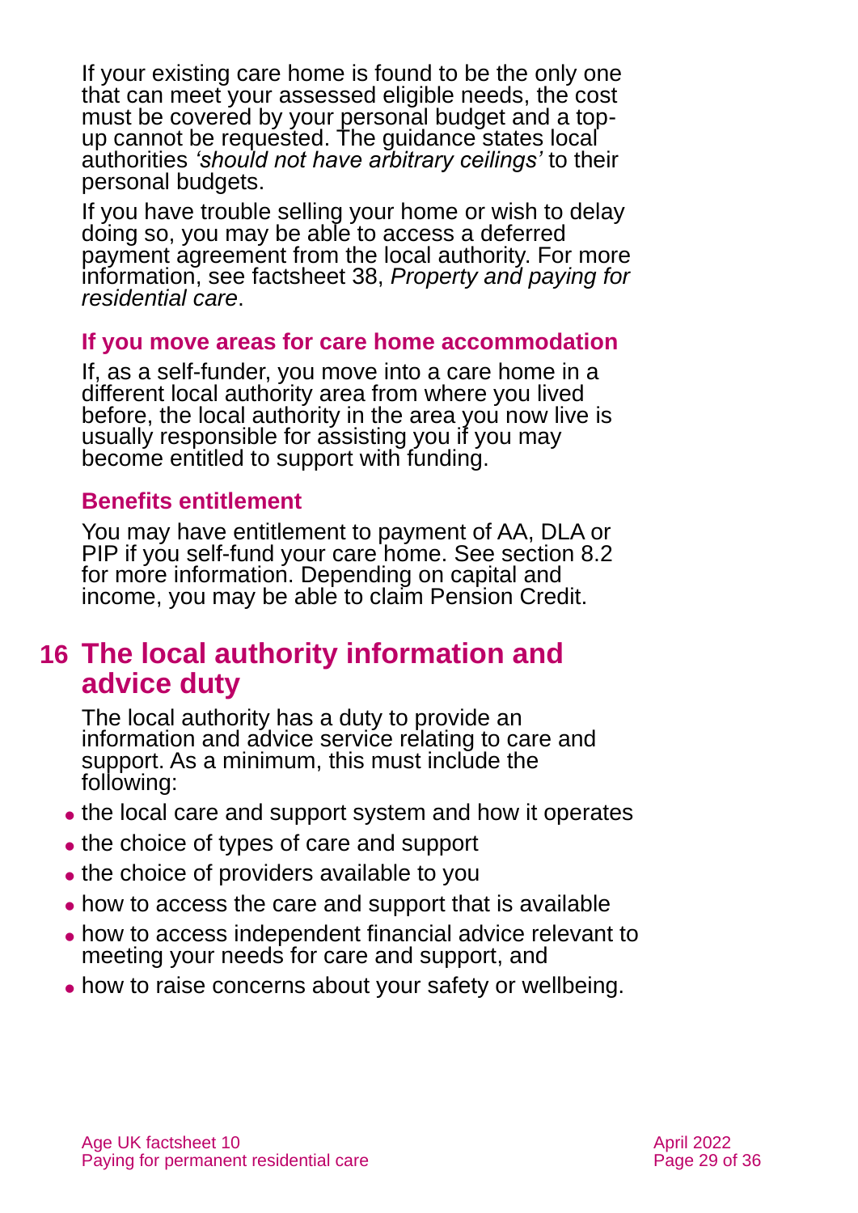If your existing care home is found to be the only one that can meet your assessed eligible needs, the cost must be covered by your personal budget and a top-up cannot be requested. The guidance states local authorities *'should not have arbitrary ceilings'* to their personal budgets.

If you have trouble selling your home or wish to delay doing so, you may be able to access a deferred payment agreement from the local authority. For more information, see factsheet 38, *Property and paying for residential care*.

### If you move areas for care home accommodation

If, as a self-funder, you move into a care home in a different local authority area from where you lived before, the local authority in the area you now live is usually responsible for assisting you if you may become entitled to support with funding.

### Benefits entitlement

You may have entitlement to payment of AA, DLA or PIP if you self-fund your care home. See section 8.2 for more information. Depending on capital and income, you may be able to claim Pension Credit.

## 16 The local authority information and advice duty

The local authority has a duty to provide an information and advice service relating to care and support. As a minimum, this must include the following:

- the local care and support system and how it operates
- the choice of types of care and support
- the choice of providers available to you
- how to access the care and support that is available
- how to access independent financial advice relevant to meeting your needs for care and support, and
- how to raise concerns about your safety or wellbeing.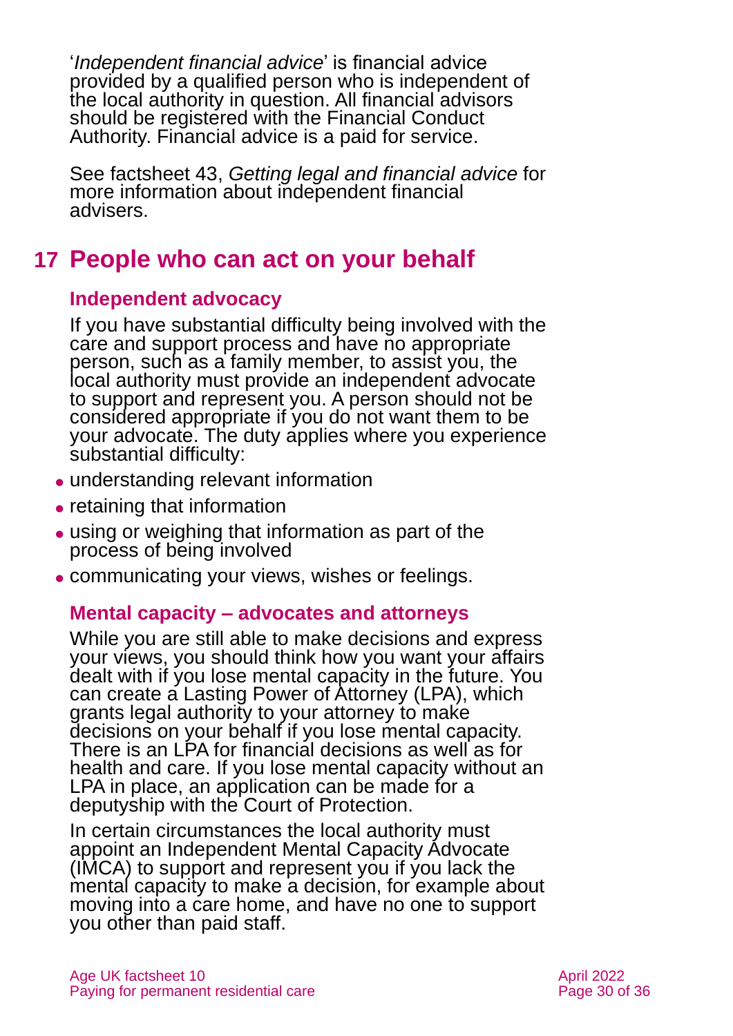'*Independent financial advice*' is financial advice provided by a qualified person who is independent of the local authority in question. All financial advisors should be registered with the Financial Conduct Authority. Financial advice is a paid for service.

See factsheet 43, *Getting legal and financial advice* for more information about independent financial advisers.

## 17 People who can act on your behalf

### Independent advocacy

If you have substantial difficulty being involved with the care and support process and have no appropriate person, such as a family member, to assist you, the local authority must provide an independent advocate to support and represent you. A person should not be considered appropriate if you do not want them to be your advocate. The duty applies where you experience substantial difficulty:

- understanding relevant information
- retaining that information
- using or weighing that information as part of the process of being involved
- communicating your views, wishes or feelings.

### Mental capacity – advocates and attorneys

While you are still able to make decisions and express your views, you should think how you want your affairs dealt with if you lose mental capacity in the future. You can create a Lasting Power of Attorney (LPA), which grants legal authority to your attorney to make decisions on your behalf if you lose mental capacity. There is an LPA for financial decisions as well as for health and care. If you lose mental capacity without an LPA in place, an application can be made for a deputyship with the Court of Protection.

In certain circumstances the local authority must appoint an Independent Mental Capacity Advocate (IMCA) to support and represent you if you lack the mental capacity to make a decision, for example about moving into a care home, and have no one to support you other than paid staff.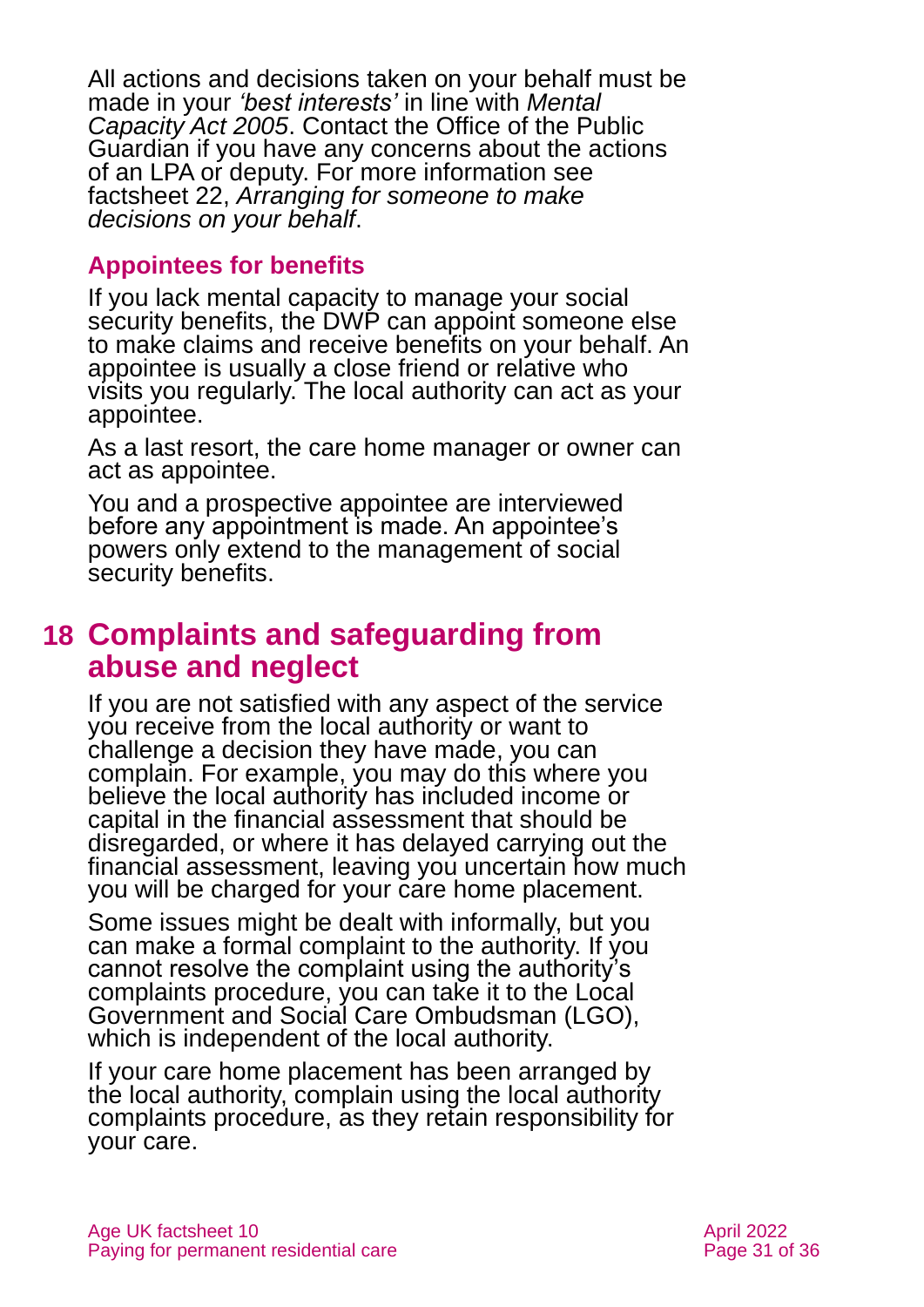All actions and decisions taken on your behalf must be made in your *'best interests'* in line with *Mental Capacity Act 2005*. Contact the Office of the Public Guardian if you have any concerns about the actions of an LPA or deputy. For more information see factsheet 22, *Arranging for someone to make decisions on your behalf*.

### Appointees for benefits

If you lack mental capacity to manage your social security benefits, the DWP can appoint someone else to make claims and receive benefits on your behalf. An appointee is usually a close friend or relative who visits you regularly. The local authority can act as your appointee.

As a last resort, the care home manager or owner can act as appointee.

You and a prospective appointee are interviewed before any appointment is made. An appointee's powers only extend to the management of social security benefits.

## 18 Complaints and safeguarding from abuse and neglect

If you are not satisfied with any aspect of the service you receive from the local authority or want to challenge a decision they have made, you can complain. For example, you may do this where you believe the local authority has included income or capital in the financial assessment that should be disregarded, or where it has delayed carrying out the financial assessment, leaving you uncertain how much you will be charged for your care home placement.

Some issues might be dealt with informally, but you can make a formal complaint to the authority. If you cannot resolve the complaint using the authority's complaints procedure, you can take it to the Local Government and Social Care Ombudsman (LGO), which is independent of the local authority.

If your care home placement has been arranged by the local authority, complain using the local authority complaints procedure, as they retain responsibility for your care.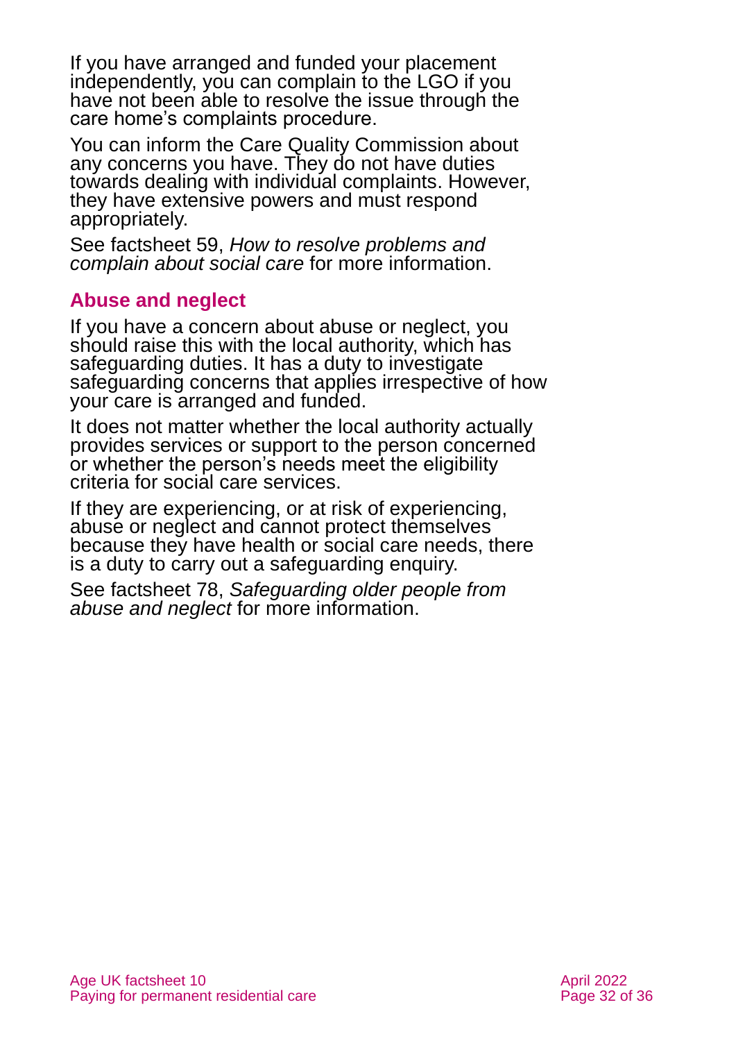If you have arranged and funded your placement independently, you can complain to the LGO if you have not been able to resolve the issue through the care home's complaints procedure.

You can inform the Care Quality Commission about any concerns you have. They do not have duties towards dealing with individual complaints. However, they have extensive powers and must respond appropriately.

See factsheet 59, *How to resolve problems and complain about social care* for more information.

## Abuse and neglect

If you have a concern about abuse or neglect, you should raise this with the local authority, which has safeguarding duties. It has a duty to investigate safeguarding concerns that applies irrespective of how your care is arranged and funded.

It does not matter whether the local authority actually provides services or support to the person concerned or whether the person's needs meet the eligibility criteria for social care services.

If they are experiencing, or at risk of experiencing, abuse or neglect and cannot protect themselves because they have health or social care needs, there is a duty to carry out a safeguarding enquiry.

See factsheet 78, *Safeguarding older people from abuse and neglect* for more information.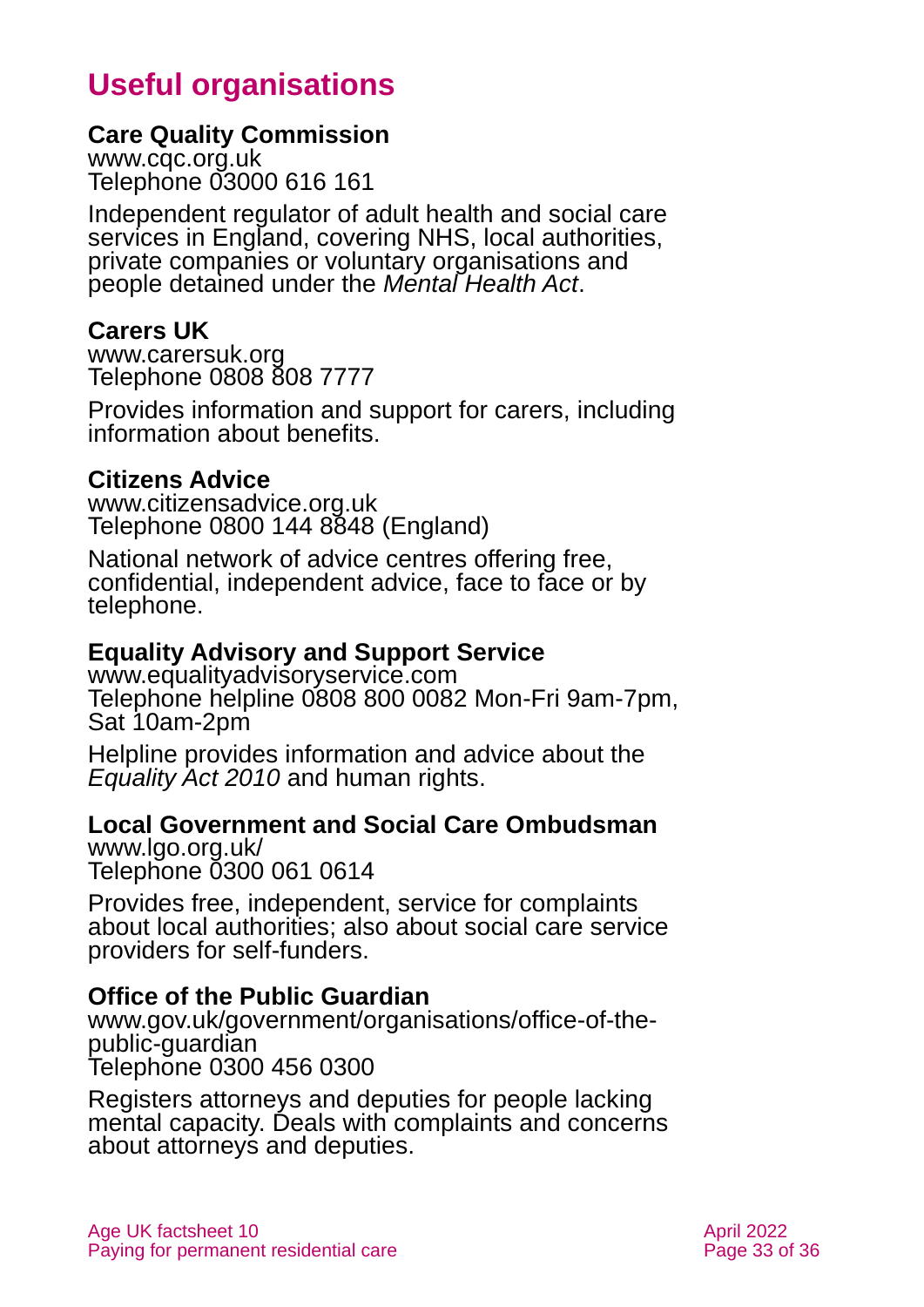## Useful organisations

**Care Quality Commission**
www.cqc.org.uk
Telephone 03000 616 161

Independent regulator of adult health and social care services in England, covering NHS, local authorities, private companies or voluntary organisations and people detained under the *Mental Health Act*.

**Carers UK**
www.carersuk.org
Telephone 0808 808 7777

Provides information and support for carers, including information about benefits.

**Citizens Advice**
www.citizensadvice.org.uk
Telephone 0800 144 8848 (England)

National network of advice centres offering free, confidential, independent advice, face to face or by telephone.

**Equality Advisory and Support Service**
www.equalityadvisoryservice.com
Telephone helpline 0808 800 0082 Mon-Fri 9am-7pm, Sat 10am-2pm

Helpline provides information and advice about the *Equality Act 2010* and human rights.

**Local Government and Social Care Ombudsman**
www.lgo.org.uk/
Telephone 0300 061 0614

Provides free, independent, service for complaints about local authorities; also about social care service providers for self-funders.

**Office of the Public Guardian**
www.gov.uk/government/organisations/office-of-the-public-guardian
Telephone 0300 456 0300

Registers attorneys and deputies for people lacking mental capacity. Deals with complaints and concerns about attorneys and deputies.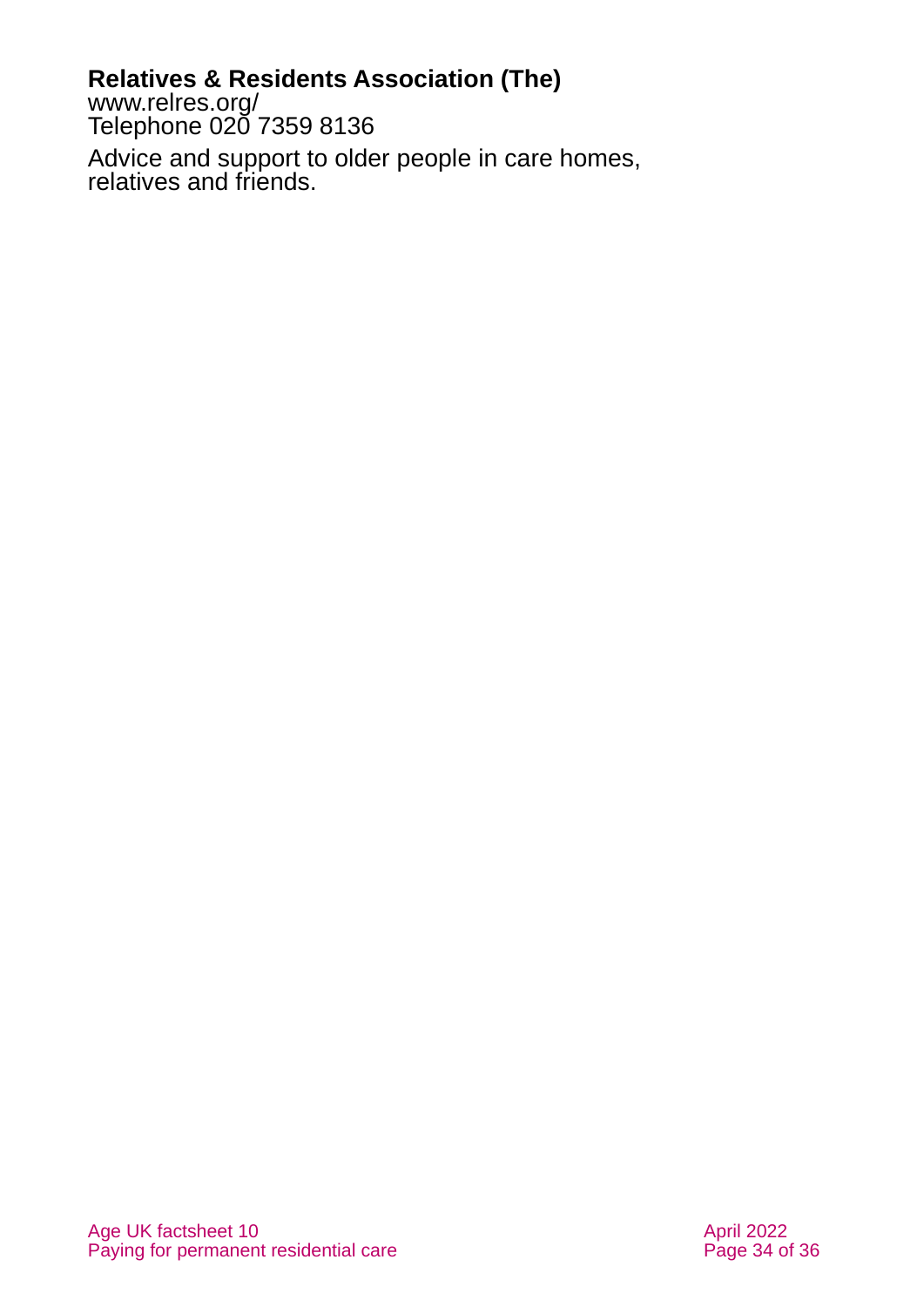**Relatives & Residents Association (The)**
www.relres.org/
Telephone 020 7359 8136

Advice and support to older people in care homes, relatives and friends.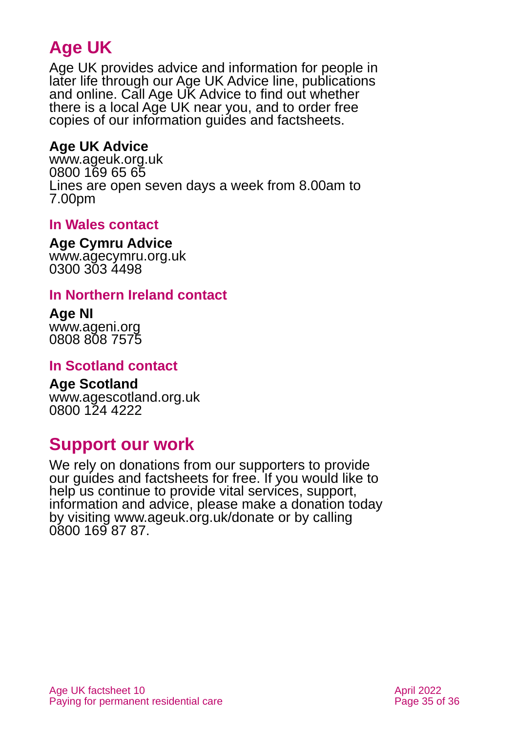# Age UK

Age UK provides advice and information for people in later life through our Age UK Advice line, publications and online. Call Age UK Advice to find out whether there is a local Age UK near you, and to order free copies of our information guides and factsheets.

**Age UK Advice**
www.ageuk.org.uk
0800 169 65 65
Lines are open seven days a week from 8.00am to 7.00pm

### In Wales contact

**Age Cymru Advice**
www.agecymru.org.uk
0300 303 4498

### In Northern Ireland contact

**Age NI**
www.ageni.org
0808 808 7575

### In Scotland contact

**Age Scotland**
www.agescotland.org.uk
0800 124 4222

# Support our work

We rely on donations from our supporters to provide our guides and factsheets for free. If you would like to help us continue to provide vital services, support, information and advice, please make a donation today by visiting www.ageuk.org.uk/donate or by calling 0800 169 87 87.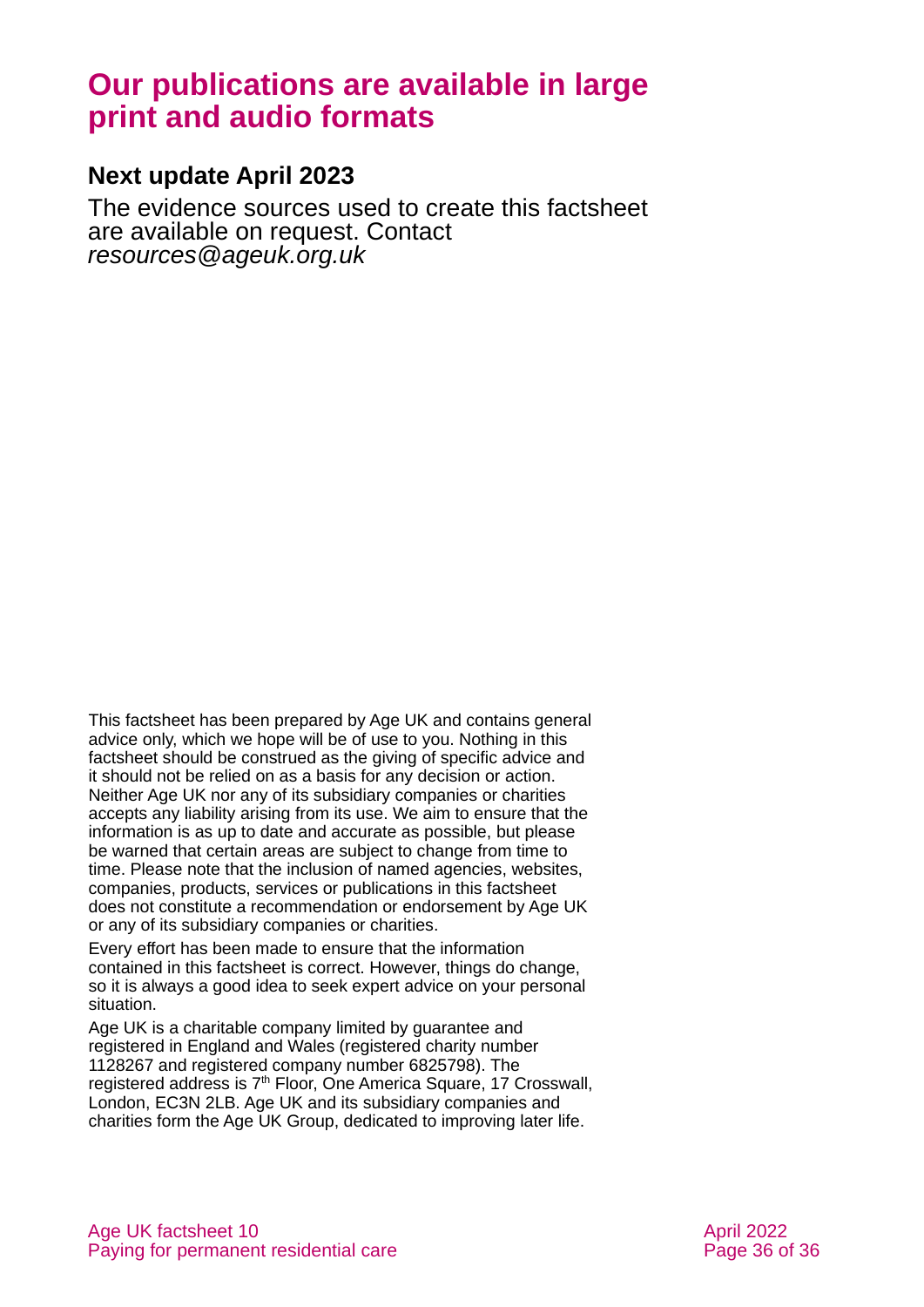# Our publications are available in large print and audio formats

## Next update April 2023

The evidence sources used to create this factsheet are available on request. Contact *resources@ageuk.org.uk*

This factsheet has been prepared by Age UK and contains general advice only, which we hope will be of use to you. Nothing in this factsheet should be construed as the giving of specific advice and it should not be relied on as a basis for any decision or action. Neither Age UK nor any of its subsidiary companies or charities accepts any liability arising from its use. We aim to ensure that the information is as up to date and accurate as possible, but please be warned that certain areas are subject to change from time to time. Please note that the inclusion of named agencies, websites, companies, products, services or publications in this factsheet does not constitute a recommendation or endorsement by Age UK or any of its subsidiary companies or charities.

Every effort has been made to ensure that the information contained in this factsheet is correct. However, things do change, so it is always a good idea to seek expert advice on your personal situation.

Age UK is a charitable company limited by guarantee and registered in England and Wales (registered charity number 1128267 and registered company number 6825798). The registered address is 7th Floor, One America Square, 17 Crosswall, London, EC3N 2LB. Age UK and its subsidiary companies and charities form the Age UK Group, dedicated to improving later life.